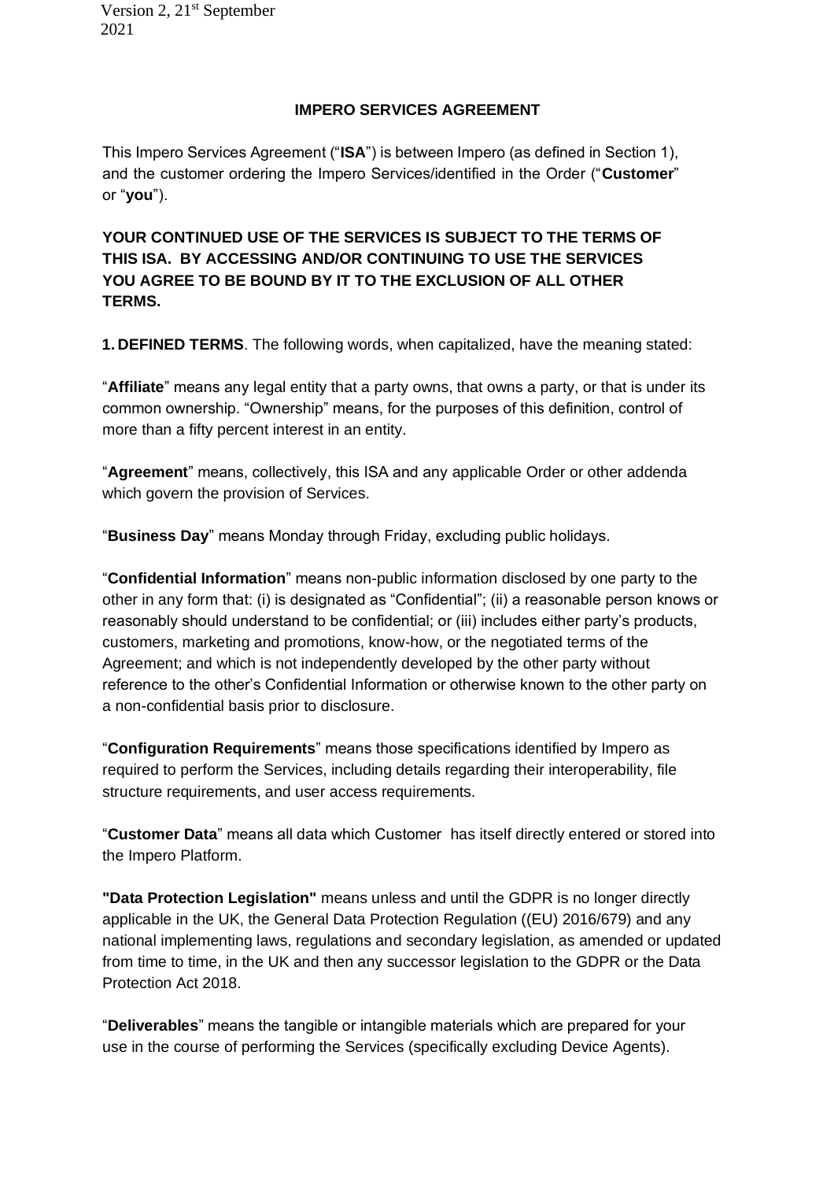Version 2, 21st September 2021

# IMPERO SERVICES AGREEMENT

This Impero Services Agreement ("**ISA**") is between Impero (as defined in Section 1), and the customer ordering the Impero Services/identified in the Order ("**Customer**" or "**you**").

**YOUR CONTINUED USE OF THE SERVICES IS SUBJECT TO THE TERMS OF THIS ISA. BY ACCESSING AND/OR CONTINUING TO USE THE SERVICES YOU AGREE TO BE BOUND BY IT TO THE EXCLUSION OF ALL OTHER TERMS.**

**1. DEFINED TERMS**. The following words, when capitalized, have the meaning stated:

"**Affiliate**" means any legal entity that a party owns, that owns a party, or that is under its common ownership. "Ownership" means, for the purposes of this definition, control of more than a fifty percent interest in an entity.

"**Agreement**" means, collectively, this ISA and any applicable Order or other addenda which govern the provision of Services.

"**Business Day**" means Monday through Friday, excluding public holidays.

"**Confidential Information**" means non-public information disclosed by one party to the other in any form that: (i) is designated as "Confidential"; (ii) a reasonable person knows or reasonably should understand to be confidential; or (iii) includes either party's products, customers, marketing and promotions, know-how, or the negotiated terms of the Agreement; and which is not independently developed by the other party without reference to the other's Confidential Information or otherwise known to the other party on a non-confidential basis prior to disclosure.

"**Configuration Requirements**" means those specifications identified by Impero as required to perform the Services, including details regarding their interoperability, file structure requirements, and user access requirements.

"**Customer Data**" means all data which Customer has itself directly entered or stored into the Impero Platform.

**"Data Protection Legislation"** means unless and until the GDPR is no longer directly applicable in the UK, the General Data Protection Regulation ((EU) 2016/679) and any national implementing laws, regulations and secondary legislation, as amended or updated from time to time, in the UK and then any successor legislation to the GDPR or the Data Protection Act 2018.

"**Deliverables**" means the tangible or intangible materials which are prepared for your use in the course of performing the Services (specifically excluding Device Agents).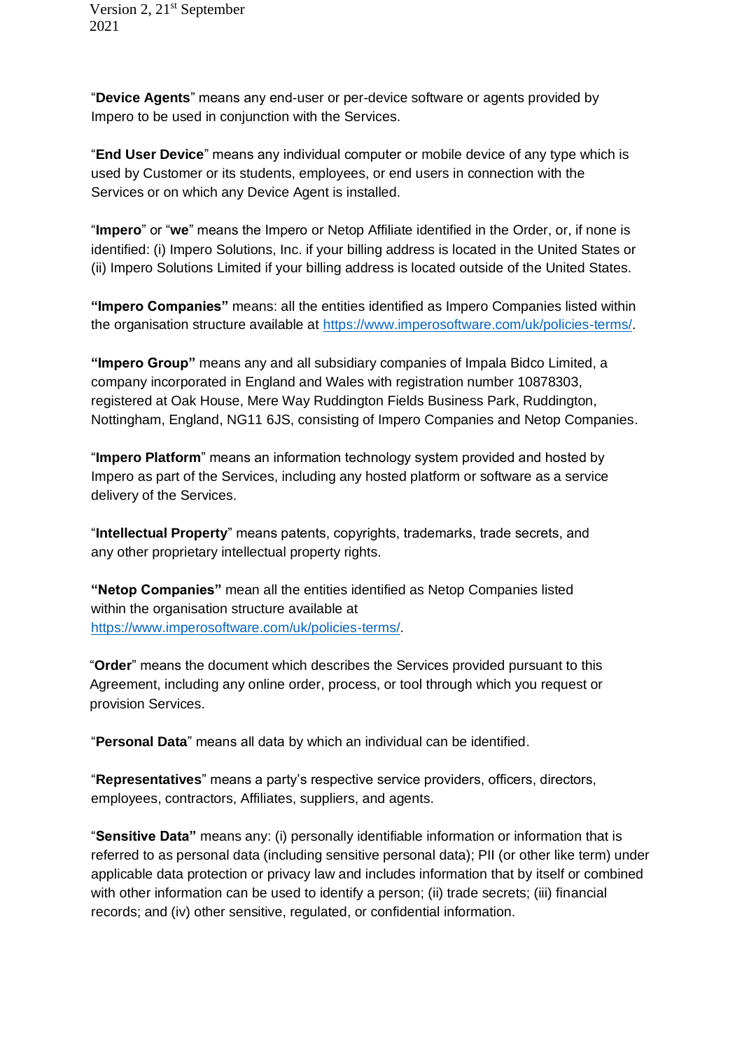"**Device Agents**" means any end-user or per-device software or agents provided by Impero to be used in conjunction with the Services.

"**End User Device**" means any individual computer or mobile device of any type which is used by Customer or its students, employees, or end users in connection with the Services or on which any Device Agent is installed.

"**Impero**" or "**we**" means the Impero or Netop Affiliate identified in the Order, or, if none is identified: (i) Impero Solutions, Inc. if your billing address is located in the United States or (ii) Impero Solutions Limited if your billing address is located outside of the United States.

**"Impero Companies"** means: all the entities identified as Impero Companies listed within the organisation structure available at https://www.imperosoftware.com/uk/policies-terms/.

**"Impero Group"** means any and all subsidiary companies of Impala Bidco Limited, a company incorporated in England and Wales with registration number 10878303, registered at Oak House, Mere Way Ruddington Fields Business Park, Ruddington, Nottingham, England, NG11 6JS, consisting of Impero Companies and Netop Companies.

"**Impero Platform**" means an information technology system provided and hosted by Impero as part of the Services, including any hosted platform or software as a service delivery of the Services.

"**Intellectual Property**" means patents, copyrights, trademarks, trade secrets, and any other proprietary intellectual property rights.

**"Netop Companies"** mean all the entities identified as Netop Companies listed within the organisation structure available at https://www.imperosoftware.com/uk/policies-terms/.

"**Order**" means the document which describes the Services provided pursuant to this Agreement, including any online order, process, or tool through which you request or provision Services.

"**Personal Data**" means all data by which an individual can be identified.

"**Representatives**" means a party's respective service providers, officers, directors, employees, contractors, Affiliates, suppliers, and agents.

"**Sensitive Data"** means any: (i) personally identifiable information or information that is referred to as personal data (including sensitive personal data); PII (or other like term) under applicable data protection or privacy law and includes information that by itself or combined with other information can be used to identify a person; (ii) trade secrets; (iii) financial records; and (iv) other sensitive, regulated, or confidential information.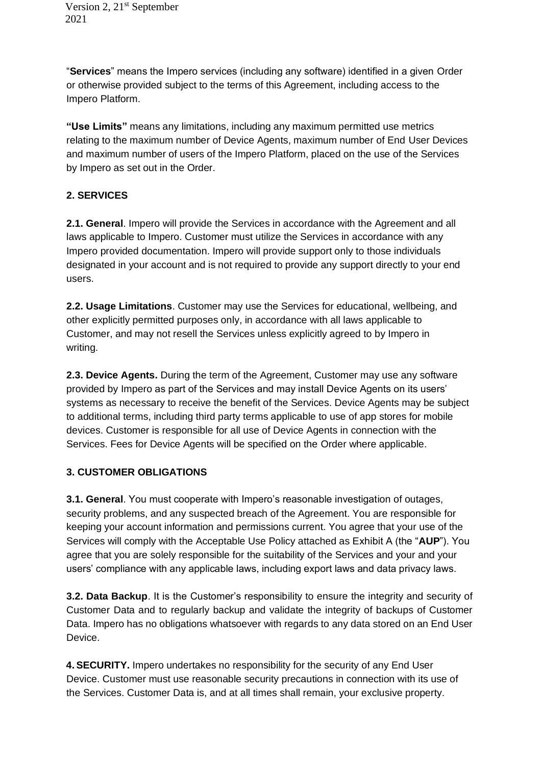"**Services**" means the Impero services (including any software) identified in a given Order or otherwise provided subject to the terms of this Agreement, including access to the Impero Platform.

**"Use Limits"** means any limitations, including any maximum permitted use metrics relating to the maximum number of Device Agents, maximum number of End User Devices and maximum number of users of the Impero Platform, placed on the use of the Services by Impero as set out in the Order.

## 2. SERVICES

**2.1. General**. Impero will provide the Services in accordance with the Agreement and all laws applicable to Impero. Customer must utilize the Services in accordance with any Impero provided documentation. Impero will provide support only to those individuals designated in your account and is not required to provide any support directly to your end users.

**2.2. Usage Limitations**. Customer may use the Services for educational, wellbeing, and other explicitly permitted purposes only, in accordance with all laws applicable to Customer, and may not resell the Services unless explicitly agreed to by Impero in writing.

**2.3. Device Agents.** During the term of the Agreement, Customer may use any software provided by Impero as part of the Services and may install Device Agents on its users' systems as necessary to receive the benefit of the Services. Device Agents may be subject to additional terms, including third party terms applicable to use of app stores for mobile devices. Customer is responsible for all use of Device Agents in connection with the Services. Fees for Device Agents will be specified on the Order where applicable.

## 3. CUSTOMER OBLIGATIONS

**3.1. General**. You must cooperate with Impero's reasonable investigation of outages, security problems, and any suspected breach of the Agreement. You are responsible for keeping your account information and permissions current. You agree that your use of the Services will comply with the Acceptable Use Policy attached as Exhibit A (the "**AUP**"). You agree that you are solely responsible for the suitability of the Services and your and your users' compliance with any applicable laws, including export laws and data privacy laws.

**3.2. Data Backup**. It is the Customer's responsibility to ensure the integrity and security of Customer Data and to regularly backup and validate the integrity of backups of Customer Data. Impero has no obligations whatsoever with regards to any data stored on an End User Device.

**4. SECURITY.** Impero undertakes no responsibility for the security of any End User Device. Customer must use reasonable security precautions in connection with its use of the Services. Customer Data is, and at all times shall remain, your exclusive property.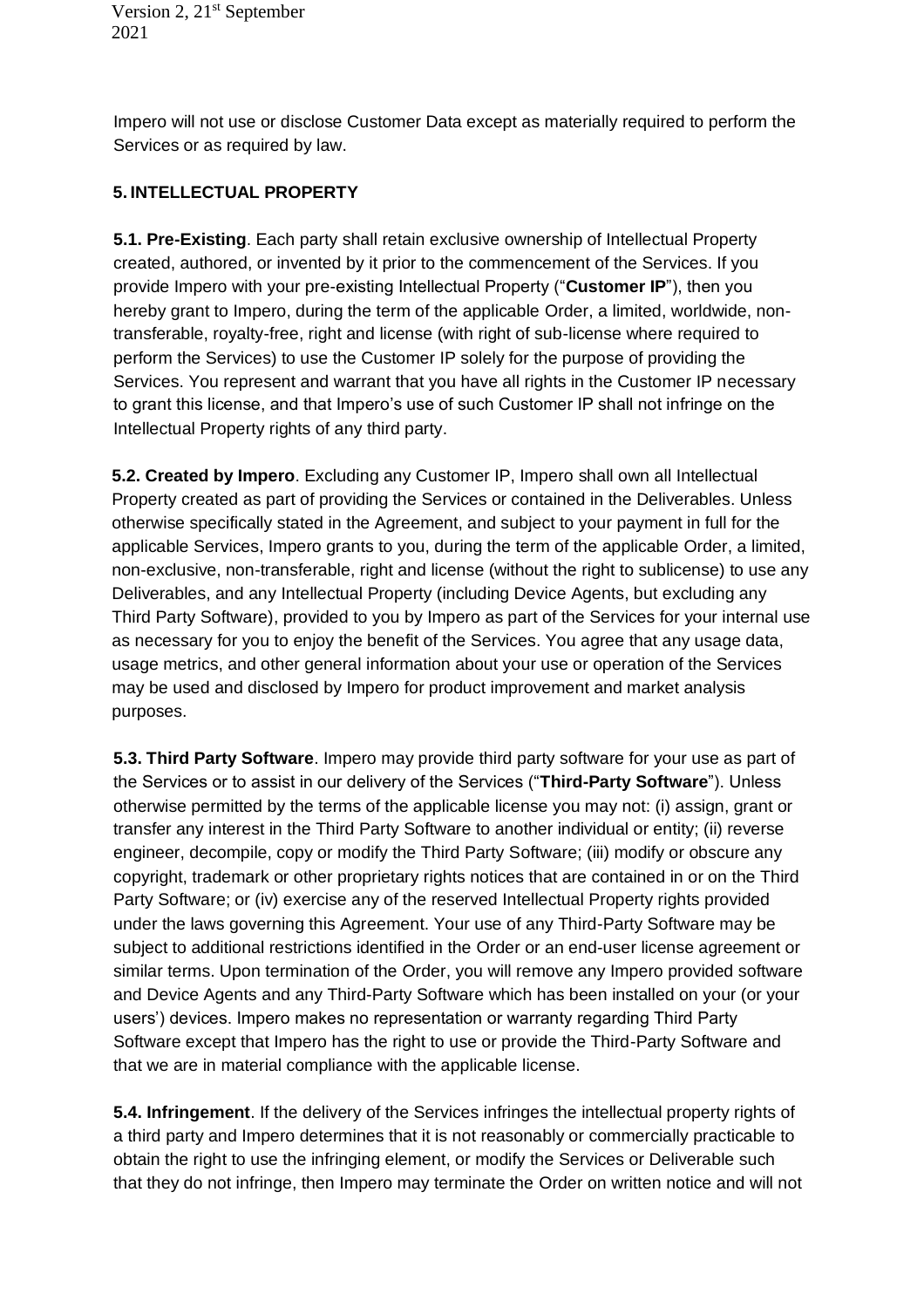Impero will not use or disclose Customer Data except as materially required to perform the Services or as required by law.

## 5. INTELLECTUAL PROPERTY

**5.1. Pre-Existing**. Each party shall retain exclusive ownership of Intellectual Property created, authored, or invented by it prior to the commencement of the Services. If you provide Impero with your pre-existing Intellectual Property ("**Customer IP**"), then you hereby grant to Impero, during the term of the applicable Order, a limited, worldwide, non-transferable, royalty-free, right and license (with right of sub-license where required to perform the Services) to use the Customer IP solely for the purpose of providing the Services. You represent and warrant that you have all rights in the Customer IP necessary to grant this license, and that Impero's use of such Customer IP shall not infringe on the Intellectual Property rights of any third party.

**5.2. Created by Impero**. Excluding any Customer IP, Impero shall own all Intellectual Property created as part of providing the Services or contained in the Deliverables. Unless otherwise specifically stated in the Agreement, and subject to your payment in full for the applicable Services, Impero grants to you, during the term of the applicable Order, a limited, non-exclusive, non-transferable, right and license (without the right to sublicense) to use any Deliverables, and any Intellectual Property (including Device Agents, but excluding any Third Party Software), provided to you by Impero as part of the Services for your internal use as necessary for you to enjoy the benefit of the Services. You agree that any usage data, usage metrics, and other general information about your use or operation of the Services may be used and disclosed by Impero for product improvement and market analysis purposes.

**5.3. Third Party Software**. Impero may provide third party software for your use as part of the Services or to assist in our delivery of the Services ("**Third-Party Software**"). Unless otherwise permitted by the terms of the applicable license you may not: (i) assign, grant or transfer any interest in the Third Party Software to another individual or entity; (ii) reverse engineer, decompile, copy or modify the Third Party Software; (iii) modify or obscure any copyright, trademark or other proprietary rights notices that are contained in or on the Third Party Software; or (iv) exercise any of the reserved Intellectual Property rights provided under the laws governing this Agreement. Your use of any Third-Party Software may be subject to additional restrictions identified in the Order or an end-user license agreement or similar terms. Upon termination of the Order, you will remove any Impero provided software and Device Agents and any Third-Party Software which has been installed on your (or your users') devices. Impero makes no representation or warranty regarding Third Party Software except that Impero has the right to use or provide the Third-Party Software and that we are in material compliance with the applicable license.

**5.4. Infringement**. If the delivery of the Services infringes the intellectual property rights of a third party and Impero determines that it is not reasonably or commercially practicable to obtain the right to use the infringing element, or modify the Services or Deliverable such that they do not infringe, then Impero may terminate the Order on written notice and will not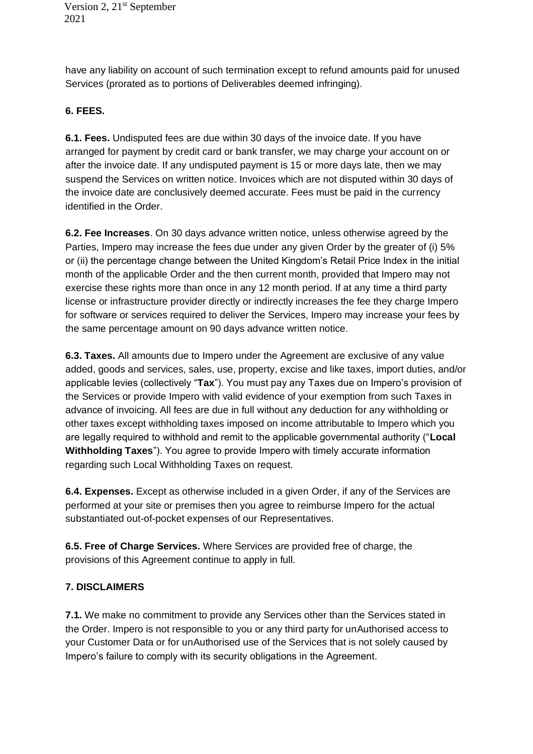have any liability on account of such termination except to refund amounts paid for unused Services (prorated as to portions of Deliverables deemed infringing).

**6. FEES.**

**6.1. Fees.** Undisputed fees are due within 30 days of the invoice date. If you have arranged for payment by credit card or bank transfer, we may charge your account on or after the invoice date. If any undisputed payment is 15 or more days late, then we may suspend the Services on written notice. Invoices which are not disputed within 30 days of the invoice date are conclusively deemed accurate. Fees must be paid in the currency identified in the Order.

**6.2. Fee Increases**. On 30 days advance written notice, unless otherwise agreed by the Parties, Impero may increase the fees due under any given Order by the greater of (i) 5% or (ii) the percentage change between the United Kingdom's Retail Price Index in the initial month of the applicable Order and the then current month, provided that Impero may not exercise these rights more than once in any 12 month period. If at any time a third party license or infrastructure provider directly or indirectly increases the fee they charge Impero for software or services required to deliver the Services, Impero may increase your fees by the same percentage amount on 90 days advance written notice.

**6.3. Taxes.** All amounts due to Impero under the Agreement are exclusive of any value added, goods and services, sales, use, property, excise and like taxes, import duties, and/or applicable levies (collectively "**Tax**"). You must pay any Taxes due on Impero's provision of the Services or provide Impero with valid evidence of your exemption from such Taxes in advance of invoicing. All fees are due in full without any deduction for any withholding or other taxes except withholding taxes imposed on income attributable to Impero which you are legally required to withhold and remit to the applicable governmental authority ("**Local Withholding Taxes**"). You agree to provide Impero with timely accurate information regarding such Local Withholding Taxes on request.

**6.4. Expenses.** Except as otherwise included in a given Order, if any of the Services are performed at your site or premises then you agree to reimburse Impero for the actual substantiated out-of-pocket expenses of our Representatives.

**6.5. Free of Charge Services.** Where Services are provided free of charge, the provisions of this Agreement continue to apply in full.

**7. DISCLAIMERS**

**7.1.** We make no commitment to provide any Services other than the Services stated in the Order. Impero is not responsible to you or any third party for unAuthorised access to your Customer Data or for unAuthorised use of the Services that is not solely caused by Impero's failure to comply with its security obligations in the Agreement.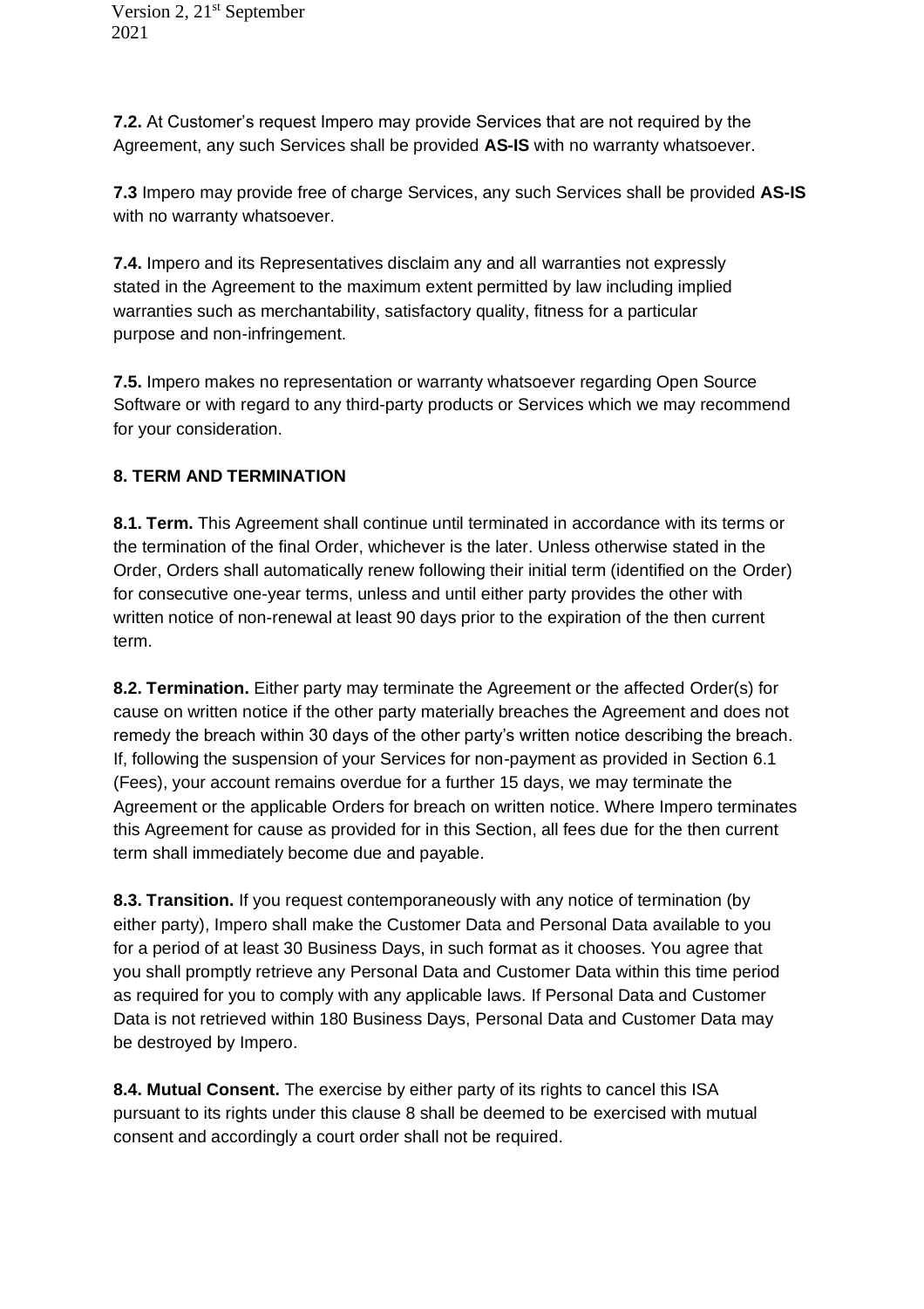**7.2.** At Customer's request Impero may provide Services that are not required by the Agreement, any such Services shall be provided **AS-IS** with no warranty whatsoever.

**7.3** Impero may provide free of charge Services, any such Services shall be provided **AS-IS** with no warranty whatsoever.

**7.4.** Impero and its Representatives disclaim any and all warranties not expressly stated in the Agreement to the maximum extent permitted by law including implied warranties such as merchantability, satisfactory quality, fitness for a particular purpose and non-infringement.

**7.5.** Impero makes no representation or warranty whatsoever regarding Open Source Software or with regard to any third-party products or Services which we may recommend for your consideration.

## 8. TERM AND TERMINATION

**8.1. Term.** This Agreement shall continue until terminated in accordance with its terms or the termination of the final Order, whichever is the later. Unless otherwise stated in the Order, Orders shall automatically renew following their initial term (identified on the Order) for consecutive one-year terms, unless and until either party provides the other with written notice of non-renewal at least 90 days prior to the expiration of the then current term.

**8.2. Termination.** Either party may terminate the Agreement or the affected Order(s) for cause on written notice if the other party materially breaches the Agreement and does not remedy the breach within 30 days of the other party's written notice describing the breach. If, following the suspension of your Services for non-payment as provided in Section 6.1 (Fees), your account remains overdue for a further 15 days, we may terminate the Agreement or the applicable Orders for breach on written notice. Where Impero terminates this Agreement for cause as provided for in this Section, all fees due for the then current term shall immediately become due and payable.

**8.3. Transition.** If you request contemporaneously with any notice of termination (by either party), Impero shall make the Customer Data and Personal Data available to you for a period of at least 30 Business Days, in such format as it chooses. You agree that you shall promptly retrieve any Personal Data and Customer Data within this time period as required for you to comply with any applicable laws. If Personal Data and Customer Data is not retrieved within 180 Business Days, Personal Data and Customer Data may be destroyed by Impero.

**8.4. Mutual Consent.** The exercise by either party of its rights to cancel this ISA pursuant to its rights under this clause 8 shall be deemed to be exercised with mutual consent and accordingly a court order shall not be required.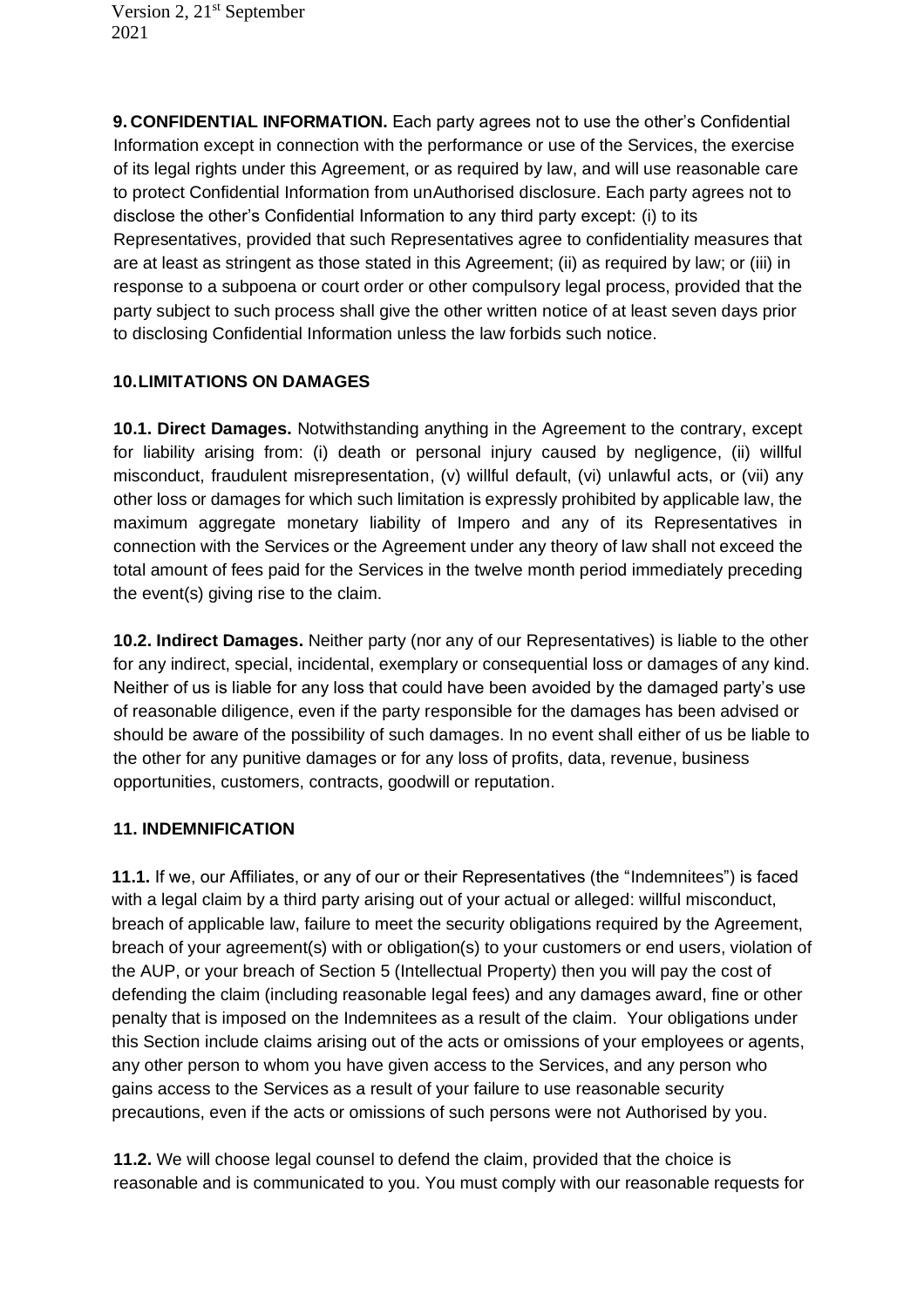**9. CONFIDENTIAL INFORMATION.** Each party agrees not to use the other's Confidential Information except in connection with the performance or use of the Services, the exercise of its legal rights under this Agreement, or as required by law, and will use reasonable care to protect Confidential Information from unAuthorised disclosure. Each party agrees not to disclose the other's Confidential Information to any third party except: (i) to its Representatives, provided that such Representatives agree to confidentiality measures that are at least as stringent as those stated in this Agreement; (ii) as required by law; or (iii) in response to a subpoena or court order or other compulsory legal process, provided that the party subject to such process shall give the other written notice of at least seven days prior to disclosing Confidential Information unless the law forbids such notice.

**10. LIMITATIONS ON DAMAGES**

**10.1. Direct Damages.** Notwithstanding anything in the Agreement to the contrary, except for liability arising from: (i) death or personal injury caused by negligence, (ii) willful misconduct, fraudulent misrepresentation, (v) willful default, (vi) unlawful acts, or (vii) any other loss or damages for which such limitation is expressly prohibited by applicable law, the maximum aggregate monetary liability of Impero and any of its Representatives in connection with the Services or the Agreement under any theory of law shall not exceed the total amount of fees paid for the Services in the twelve month period immediately preceding the event(s) giving rise to the claim.

**10.2. Indirect Damages.** Neither party (nor any of our Representatives) is liable to the other for any indirect, special, incidental, exemplary or consequential loss or damages of any kind. Neither of us is liable for any loss that could have been avoided by the damaged party's use of reasonable diligence, even if the party responsible for the damages has been advised or should be aware of the possibility of such damages. In no event shall either of us be liable to the other for any punitive damages or for any loss of profits, data, revenue, business opportunities, customers, contracts, goodwill or reputation.

**11. INDEMNIFICATION**

**11.1.** If we, our Affiliates, or any of our or their Representatives (the "Indemnitees") is faced with a legal claim by a third party arising out of your actual or alleged: willful misconduct, breach of applicable law, failure to meet the security obligations required by the Agreement, breach of your agreement(s) with or obligation(s) to your customers or end users, violation of the AUP, or your breach of Section 5 (Intellectual Property) then you will pay the cost of defending the claim (including reasonable legal fees) and any damages award, fine or other penalty that is imposed on the Indemnitees as a result of the claim. Your obligations under this Section include claims arising out of the acts or omissions of your employees or agents, any other person to whom you have given access to the Services, and any person who gains access to the Services as a result of your failure to use reasonable security precautions, even if the acts or omissions of such persons were not Authorised by you.

**11.2.** We will choose legal counsel to defend the claim, provided that the choice is reasonable and is communicated to you. You must comply with our reasonable requests for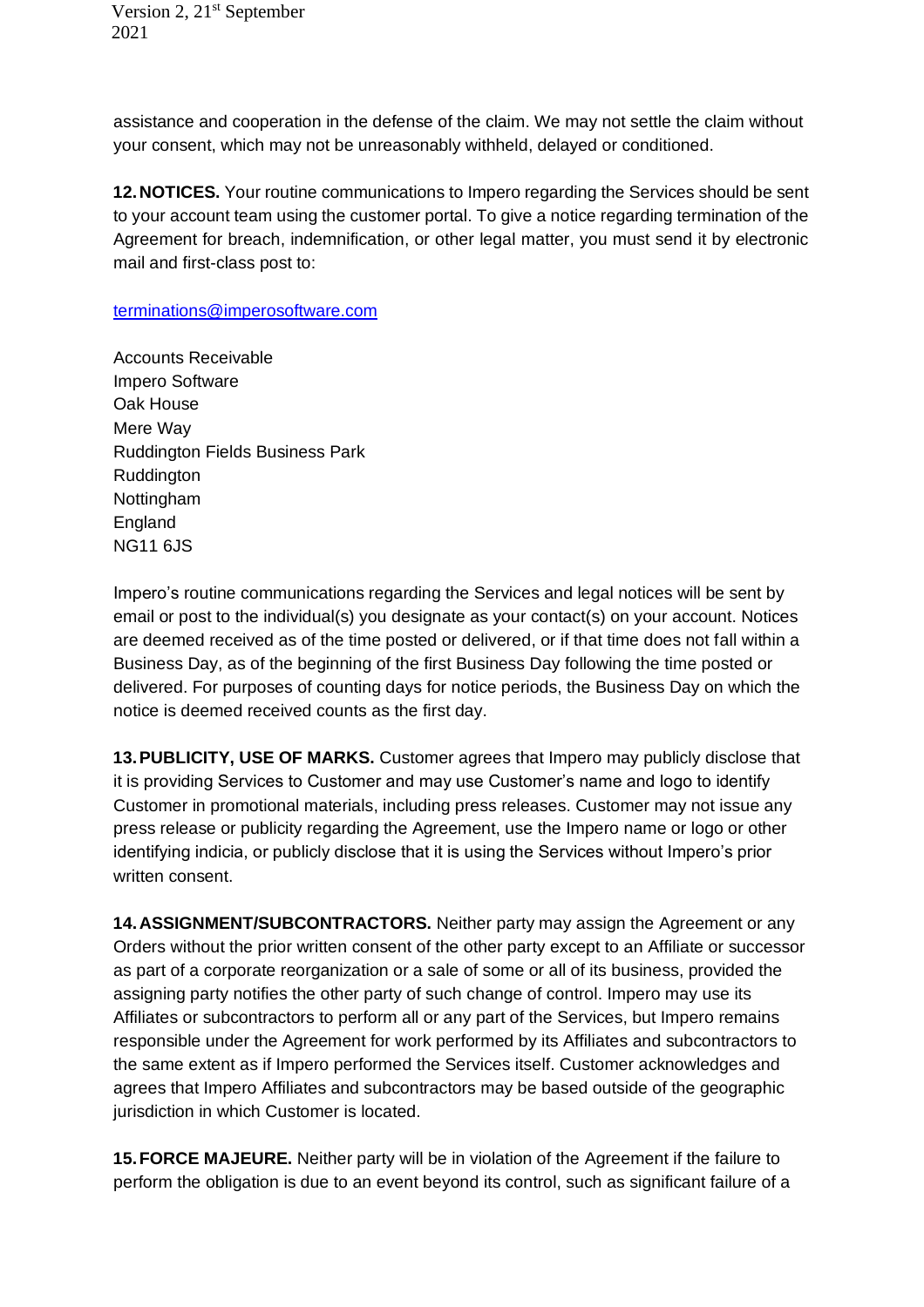assistance and cooperation in the defense of the claim. We may not settle the claim without your consent, which may not be unreasonably withheld, delayed or conditioned.

**12. NOTICES.** Your routine communications to Impero regarding the Services should be sent to your account team using the customer portal. To give a notice regarding termination of the Agreement for breach, indemnification, or other legal matter, you must send it by electronic mail and first-class post to:

terminations@imperosoftware.com

Accounts Receivable
Impero Software
Oak House
Mere Way
Ruddington Fields Business Park
Ruddington
Nottingham
England
NG11 6JS

Impero's routine communications regarding the Services and legal notices will be sent by email or post to the individual(s) you designate as your contact(s) on your account. Notices are deemed received as of the time posted or delivered, or if that time does not fall within a Business Day, as of the beginning of the first Business Day following the time posted or delivered. For purposes of counting days for notice periods, the Business Day on which the notice is deemed received counts as the first day.

**13. PUBLICITY, USE OF MARKS.** Customer agrees that Impero may publicly disclose that it is providing Services to Customer and may use Customer's name and logo to identify Customer in promotional materials, including press releases. Customer may not issue any press release or publicity regarding the Agreement, use the Impero name or logo or other identifying indicia, or publicly disclose that it is using the Services without Impero's prior written consent.

**14. ASSIGNMENT/SUBCONTRACTORS.** Neither party may assign the Agreement or any Orders without the prior written consent of the other party except to an Affiliate or successor as part of a corporate reorganization or a sale of some or all of its business, provided the assigning party notifies the other party of such change of control. Impero may use its Affiliates or subcontractors to perform all or any part of the Services, but Impero remains responsible under the Agreement for work performed by its Affiliates and subcontractors to the same extent as if Impero performed the Services itself. Customer acknowledges and agrees that Impero Affiliates and subcontractors may be based outside of the geographic jurisdiction in which Customer is located.

**15. FORCE MAJEURE.** Neither party will be in violation of the Agreement if the failure to perform the obligation is due to an event beyond its control, such as significant failure of a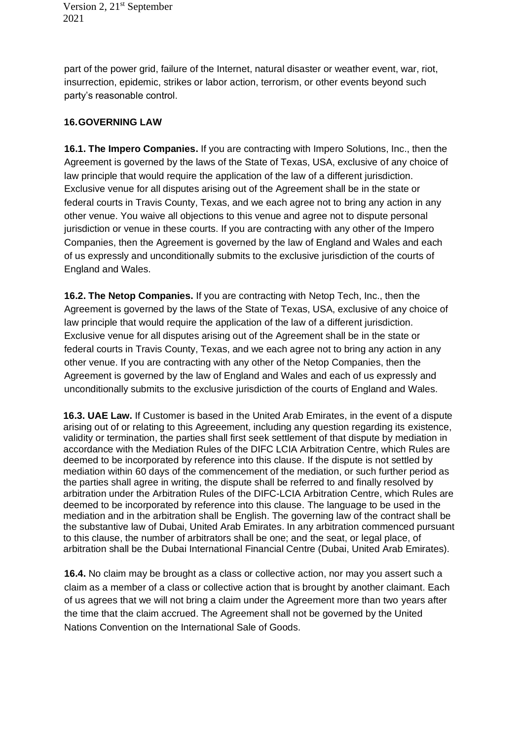part of the power grid, failure of the Internet, natural disaster or weather event, war, riot, insurrection, epidemic, strikes or labor action, terrorism, or other events beyond such party's reasonable control.

## 16. GOVERNING LAW

**16.1. The Impero Companies.** If you are contracting with Impero Solutions, Inc., then the Agreement is governed by the laws of the State of Texas, USA, exclusive of any choice of law principle that would require the application of the law of a different jurisdiction. Exclusive venue for all disputes arising out of the Agreement shall be in the state or federal courts in Travis County, Texas, and we each agree not to bring any action in any other venue. You waive all objections to this venue and agree not to dispute personal jurisdiction or venue in these courts. If you are contracting with any other of the Impero Companies, then the Agreement is governed by the law of England and Wales and each of us expressly and unconditionally submits to the exclusive jurisdiction of the courts of England and Wales.

**16.2. The Netop Companies.** If you are contracting with Netop Tech, Inc., then the Agreement is governed by the laws of the State of Texas, USA, exclusive of any choice of law principle that would require the application of the law of a different jurisdiction. Exclusive venue for all disputes arising out of the Agreement shall be in the state or federal courts in Travis County, Texas, and we each agree not to bring any action in any other venue. If you are contracting with any other of the Netop Companies, then the Agreement is governed by the law of England and Wales and each of us expressly and unconditionally submits to the exclusive jurisdiction of the courts of England and Wales.

**16.3. UAE Law.** If Customer is based in the United Arab Emirates, in the event of a dispute arising out of or relating to this Agreeement, including any question regarding its existence, validity or termination, the parties shall first seek settlement of that dispute by mediation in accordance with the Mediation Rules of the DIFC LCIA Arbitration Centre, which Rules are deemed to be incorporated by reference into this clause. If the dispute is not settled by mediation within 60 days of the commencement of the mediation, or such further period as the parties shall agree in writing, the dispute shall be referred to and finally resolved by arbitration under the Arbitration Rules of the DIFC-LCIA Arbitration Centre, which Rules are deemed to be incorporated by reference into this clause. The language to be used in the mediation and in the arbitration shall be English. The governing law of the contract shall be the substantive law of Dubai, United Arab Emirates. In any arbitration commenced pursuant to this clause, the number of arbitrators shall be one; and the seat, or legal place, of arbitration shall be the Dubai International Financial Centre (Dubai, United Arab Emirates).

**16.4.** No claim may be brought as a class or collective action, nor may you assert such a claim as a member of a class or collective action that is brought by another claimant. Each of us agrees that we will not bring a claim under the Agreement more than two years after the time that the claim accrued. The Agreement shall not be governed by the United Nations Convention on the International Sale of Goods.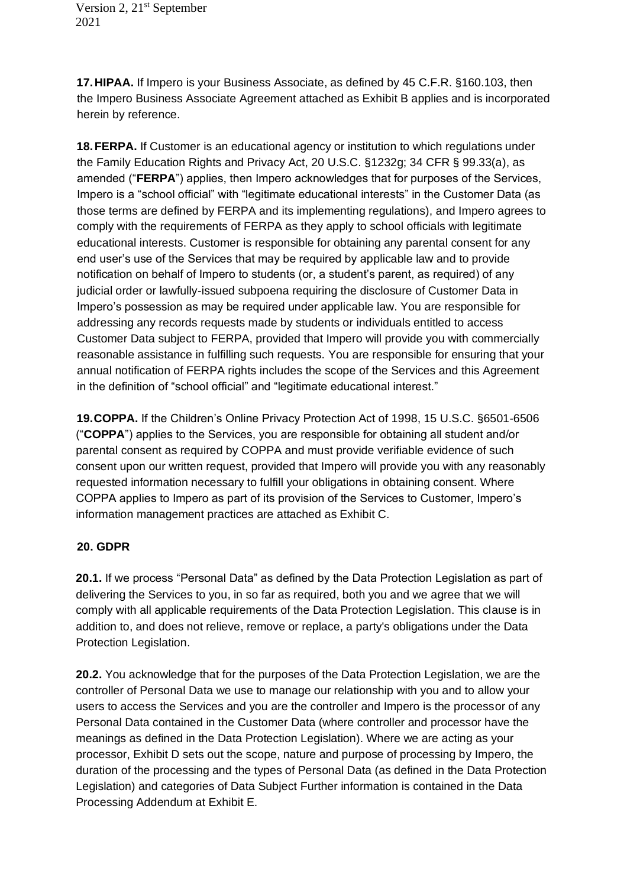**17. HIPAA.** If Impero is your Business Associate, as defined by 45 C.F.R. §160.103, then the Impero Business Associate Agreement attached as Exhibit B applies and is incorporated herein by reference.

**18. FERPA.** If Customer is an educational agency or institution to which regulations under the Family Education Rights and Privacy Act, 20 U.S.C. §1232g; 34 CFR § 99.33(a), as amended ("**FERPA**") applies, then Impero acknowledges that for purposes of the Services, Impero is a "school official" with "legitimate educational interests" in the Customer Data (as those terms are defined by FERPA and its implementing regulations), and Impero agrees to comply with the requirements of FERPA as they apply to school officials with legitimate educational interests. Customer is responsible for obtaining any parental consent for any end user's use of the Services that may be required by applicable law and to provide notification on behalf of Impero to students (or, a student's parent, as required) of any judicial order or lawfully-issued subpoena requiring the disclosure of Customer Data in Impero's possession as may be required under applicable law. You are responsible for addressing any records requests made by students or individuals entitled to access Customer Data subject to FERPA, provided that Impero will provide you with commercially reasonable assistance in fulfilling such requests. You are responsible for ensuring that your annual notification of FERPA rights includes the scope of the Services and this Agreement in the definition of "school official" and "legitimate educational interest."

**19. COPPA.** If the Children's Online Privacy Protection Act of 1998, 15 U.S.C. §6501-6506 ("**COPPA**") applies to the Services, you are responsible for obtaining all student and/or parental consent as required by COPPA and must provide verifiable evidence of such consent upon our written request, provided that Impero will provide you with any reasonably requested information necessary to fulfill your obligations in obtaining consent. Where COPPA applies to Impero as part of its provision of the Services to Customer, Impero's information management practices are attached as Exhibit C.

**20. GDPR**

**20.1.** If we process "Personal Data" as defined by the Data Protection Legislation as part of delivering the Services to you, in so far as required, both you and we agree that we will comply with all applicable requirements of the Data Protection Legislation. This clause is in addition to, and does not relieve, remove or replace, a party's obligations under the Data Protection Legislation.

**20.2.** You acknowledge that for the purposes of the Data Protection Legislation, we are the controller of Personal Data we use to manage our relationship with you and to allow your users to access the Services and you are the controller and Impero is the processor of any Personal Data contained in the Customer Data (where controller and processor have the meanings as defined in the Data Protection Legislation). Where we are acting as your processor, Exhibit D sets out the scope, nature and purpose of processing by Impero, the duration of the processing and the types of Personal Data (as defined in the Data Protection Legislation) and categories of Data Subject Further information is contained in the Data Processing Addendum at Exhibit E.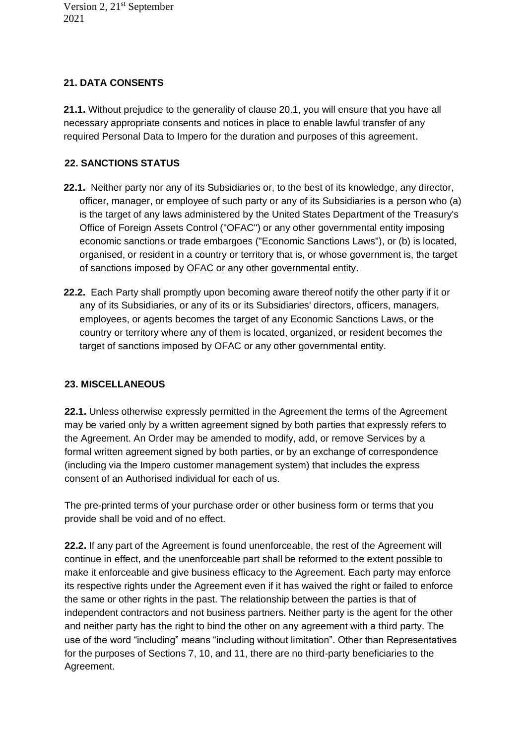## 21. DATA CONSENTS

**21.1.** Without prejudice to the generality of clause 20.1, you will ensure that you have all necessary appropriate consents and notices in place to enable lawful transfer of any required Personal Data to Impero for the duration and purposes of this agreement.

## 22. SANCTIONS STATUS

**22.1.** Neither party nor any of its Subsidiaries or, to the best of its knowledge, any director, officer, manager, or employee of such party or any of its Subsidiaries is a person who (a) is the target of any laws administered by the United States Department of the Treasury's Office of Foreign Assets Control ("OFAC") or any other governmental entity imposing economic sanctions or trade embargoes ("Economic Sanctions Laws"), or (b) is located, organised, or resident in a country or territory that is, or whose government is, the target of sanctions imposed by OFAC or any other governmental entity.

**22.2.** Each Party shall promptly upon becoming aware thereof notify the other party if it or any of its Subsidiaries, or any of its or its Subsidiaries' directors, officers, managers, employees, or agents becomes the target of any Economic Sanctions Laws, or the country or territory where any of them is located, organized, or resident becomes the target of sanctions imposed by OFAC or any other governmental entity.

## 23. MISCELLANEOUS

**22.1.** Unless otherwise expressly permitted in the Agreement the terms of the Agreement may be varied only by a written agreement signed by both parties that expressly refers to the Agreement. An Order may be amended to modify, add, or remove Services by a formal written agreement signed by both parties, or by an exchange of correspondence (including via the Impero customer management system) that includes the express consent of an Authorised individual for each of us.

The pre-printed terms of your purchase order or other business form or terms that you provide shall be void and of no effect.

**22.2.** If any part of the Agreement is found unenforceable, the rest of the Agreement will continue in effect, and the unenforceable part shall be reformed to the extent possible to make it enforceable and give business efficacy to the Agreement. Each party may enforce its respective rights under the Agreement even if it has waived the right or failed to enforce the same or other rights in the past. The relationship between the parties is that of independent contractors and not business partners. Neither party is the agent for the other and neither party has the right to bind the other on any agreement with a third party. The use of the word "including" means "including without limitation". Other than Representatives for the purposes of Sections 7, 10, and 11, there are no third-party beneficiaries to the Agreement.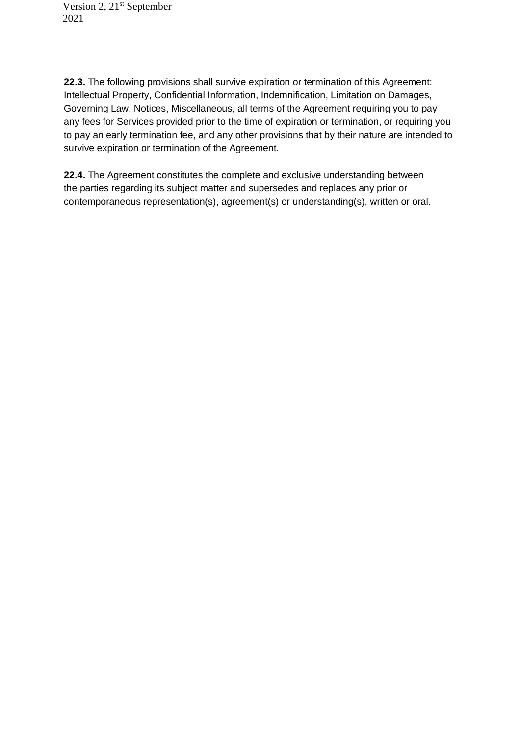**22.3.** The following provisions shall survive expiration or termination of this Agreement: Intellectual Property, Confidential Information, Indemnification, Limitation on Damages, Governing Law, Notices, Miscellaneous, all terms of the Agreement requiring you to pay any fees for Services provided prior to the time of expiration or termination, or requiring you to pay an early termination fee, and any other provisions that by their nature are intended to survive expiration or termination of the Agreement.

**22.4.** The Agreement constitutes the complete and exclusive understanding between the parties regarding its subject matter and supersedes and replaces any prior or contemporaneous representation(s), agreement(s) or understanding(s), written or oral.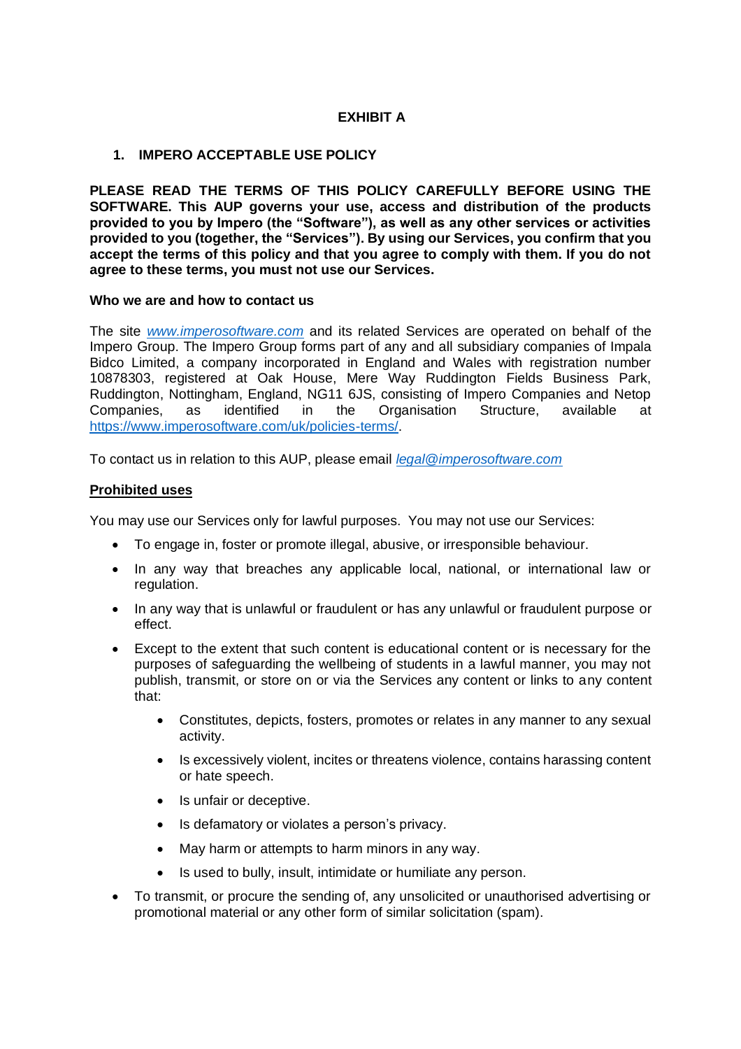# EXHIBIT A

## 1. IMPERO ACCEPTABLE USE POLICY

**PLEASE READ THE TERMS OF THIS POLICY CAREFULLY BEFORE USING THE SOFTWARE. This AUP governs your use, access and distribution of the products provided to you by Impero (the "Software"), as well as any other services or activities provided to you (together, the "Services"). By using our Services, you confirm that you accept the terms of this policy and that you agree to comply with them. If you do not agree to these terms, you must not use our Services.**

**Who we are and how to contact us**

The site *[www.imperosoftware.com](http://www.imperosoftware.com)* and its related Services are operated on behalf of the Impero Group. The Impero Group forms part of any and all subsidiary companies of Impala Bidco Limited, a company incorporated in England and Wales with registration number 10878303, registered at Oak House, Mere Way Ruddington Fields Business Park, Ruddington, Nottingham, England, NG11 6JS, consisting of Impero Companies and Netop Companies, as identified in the Organisation Structure, available at [https://www.imperosoftware.com/uk/policies-terms/](https://www.imperosoftware.com/uk/policies-terms/).

To contact us in relation to this AUP, please email *[legal@imperosoftware.com](mailto:legal@imperosoftware.com)*

**Prohibited uses**

You may use our Services only for lawful purposes. You may not use our Services:

- To engage in, foster or promote illegal, abusive, or irresponsible behaviour.
- In any way that breaches any applicable local, national, or international law or regulation.
- In any way that is unlawful or fraudulent or has any unlawful or fraudulent purpose or effect.
- Except to the extent that such content is educational content or is necessary for the purposes of safeguarding the wellbeing of students in a lawful manner, you may not publish, transmit, or store on or via the Services any content or links to any content that:
    - Constitutes, depicts, fosters, promotes or relates in any manner to any sexual activity.
    - Is excessively violent, incites or threatens violence, contains harassing content or hate speech.
    - Is unfair or deceptive.
    - Is defamatory or violates a person's privacy.
    - May harm or attempts to harm minors in any way.
    - Is used to bully, insult, intimidate or humiliate any person.
- To transmit, or procure the sending of, any unsolicited or unauthorised advertising or promotional material or any other form of similar solicitation (spam).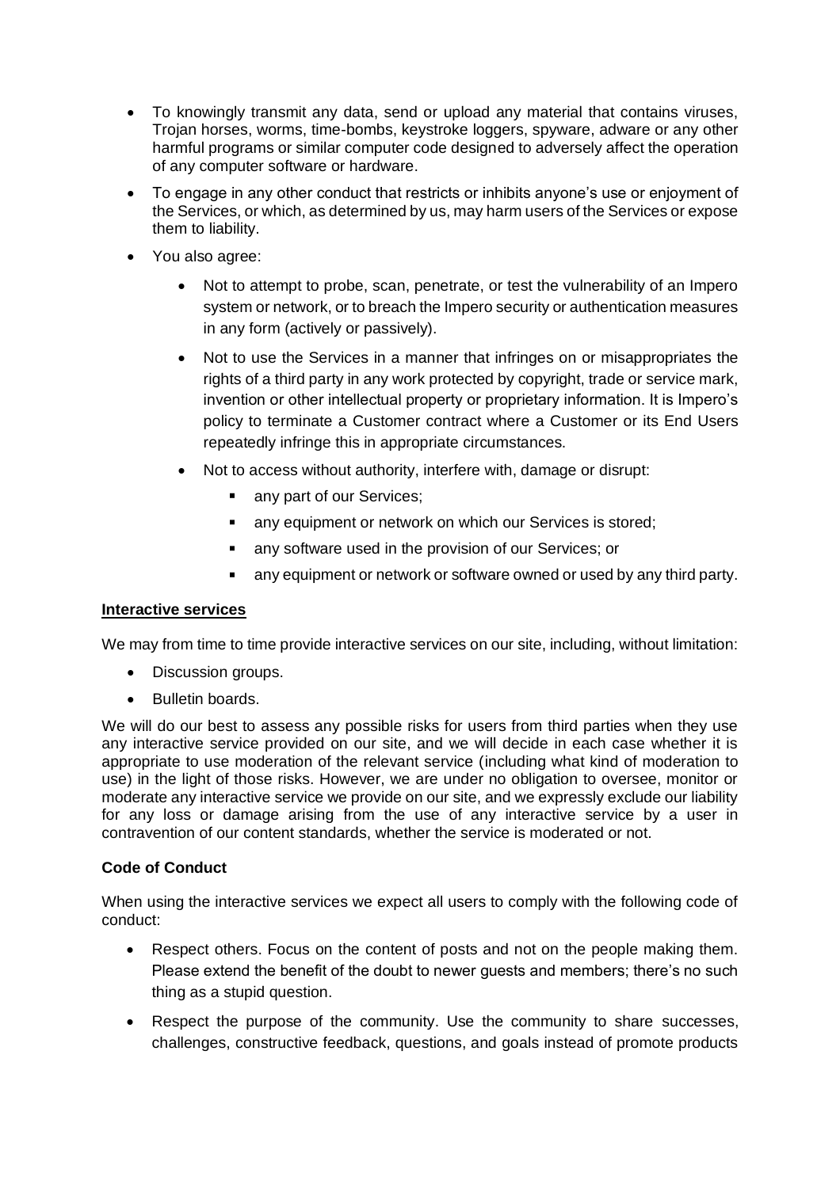- To knowingly transmit any data, send or upload any material that contains viruses, Trojan horses, worms, time-bombs, keystroke loggers, spyware, adware or any other harmful programs or similar computer code designed to adversely affect the operation of any computer software or hardware.
- To engage in any other conduct that restricts or inhibits anyone's use or enjoyment of the Services, or which, as determined by us, may harm users of the Services or expose them to liability.
- You also agree:
  - Not to attempt to probe, scan, penetrate, or test the vulnerability of an Impero system or network, or to breach the Impero security or authentication measures in any form (actively or passively).
  - Not to use the Services in a manner that infringes on or misappropriates the rights of a third party in any work protected by copyright, trade or service mark, invention or other intellectual property or proprietary information. It is Impero's policy to terminate a Customer contract where a Customer or its End Users repeatedly infringe this in appropriate circumstances.
  - Not to access without authority, interfere with, damage or disrupt:
    - any part of our Services;
    - any equipment or network on which our Services is stored;
    - any software used in the provision of our Services; or
    - any equipment or network or software owned or used by any third party.

**Interactive services**

We may from time to time provide interactive services on our site, including, without limitation:

- Discussion groups.
- Bulletin boards.

We will do our best to assess any possible risks for users from third parties when they use any interactive service provided on our site, and we will decide in each case whether it is appropriate to use moderation of the relevant service (including what kind of moderation to use) in the light of those risks. However, we are under no obligation to oversee, monitor or moderate any interactive service we provide on our site, and we expressly exclude our liability for any loss or damage arising from the use of any interactive service by a user in contravention of our content standards, whether the service is moderated or not.

**Code of Conduct**

When using the interactive services we expect all users to comply with the following code of conduct:

- Respect others. Focus on the content of posts and not on the people making them. Please extend the benefit of the doubt to newer guests and members; there's no such thing as a stupid question.
- Respect the purpose of the community. Use the community to share successes, challenges, constructive feedback, questions, and goals instead of promote products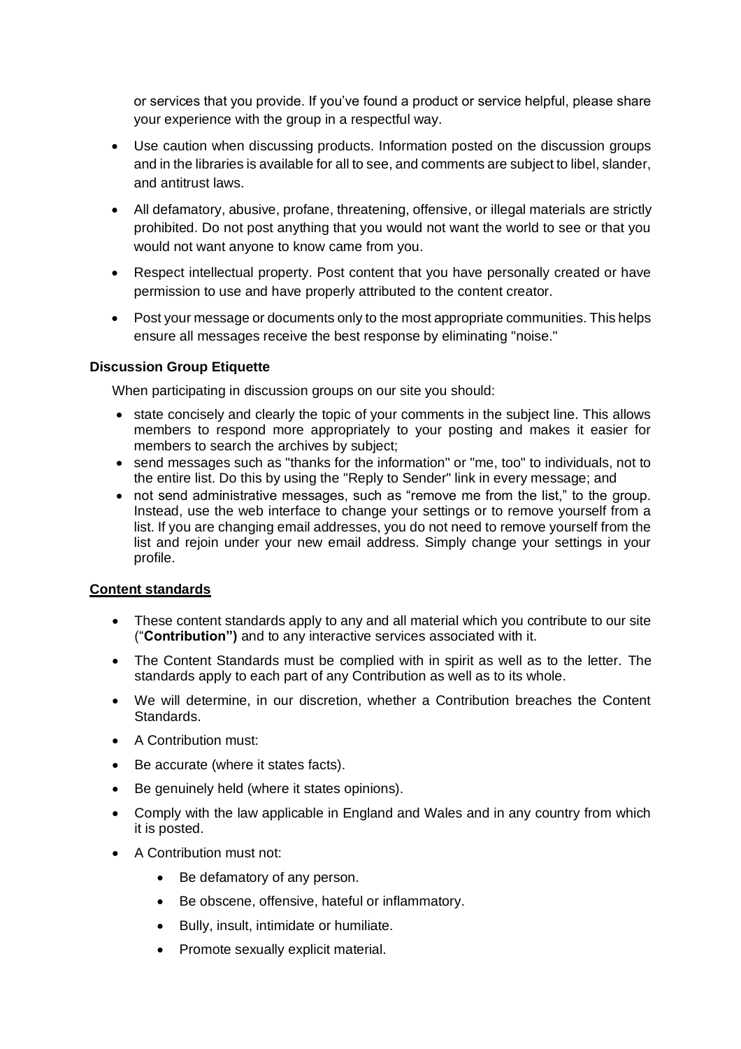or services that you provide. If you've found a product or service helpful, please share your experience with the group in a respectful way.

- Use caution when discussing products. Information posted on the discussion groups and in the libraries is available for all to see, and comments are subject to libel, slander, and antitrust laws.
- All defamatory, abusive, profane, threatening, offensive, or illegal materials are strictly prohibited. Do not post anything that you would not want the world to see or that you would not want anyone to know came from you.
- Respect intellectual property. Post content that you have personally created or have permission to use and have properly attributed to the content creator.
- Post your message or documents only to the most appropriate communities. This helps ensure all messages receive the best response by eliminating "noise."

**Discussion Group Etiquette**

When participating in discussion groups on our site you should:

- state concisely and clearly the topic of your comments in the subject line. This allows members to respond more appropriately to your posting and makes it easier for members to search the archives by subject;
- send messages such as "thanks for the information" or "me, too" to individuals, not to the entire list. Do this by using the "Reply to Sender" link in every message; and
- not send administrative messages, such as "remove me from the list," to the group. Instead, use the web interface to change your settings or to remove yourself from a list. If you are changing email addresses, you do not need to remove yourself from the list and rejoin under your new email address. Simply change your settings in your profile.

**Content standards**

- These content standards apply to any and all material which you contribute to our site ("**Contribution")** and to any interactive services associated with it.
- The Content Standards must be complied with in spirit as well as to the letter. The standards apply to each part of any Contribution as well as to its whole.
- We will determine, in our discretion, whether a Contribution breaches the Content Standards.
- A Contribution must:
- Be accurate (where it states facts).
- Be genuinely held (where it states opinions).
- Comply with the law applicable in England and Wales and in any country from which it is posted.
- A Contribution must not:
    - Be defamatory of any person.
    - Be obscene, offensive, hateful or inflammatory.
    - Bully, insult, intimidate or humiliate.
    - Promote sexually explicit material.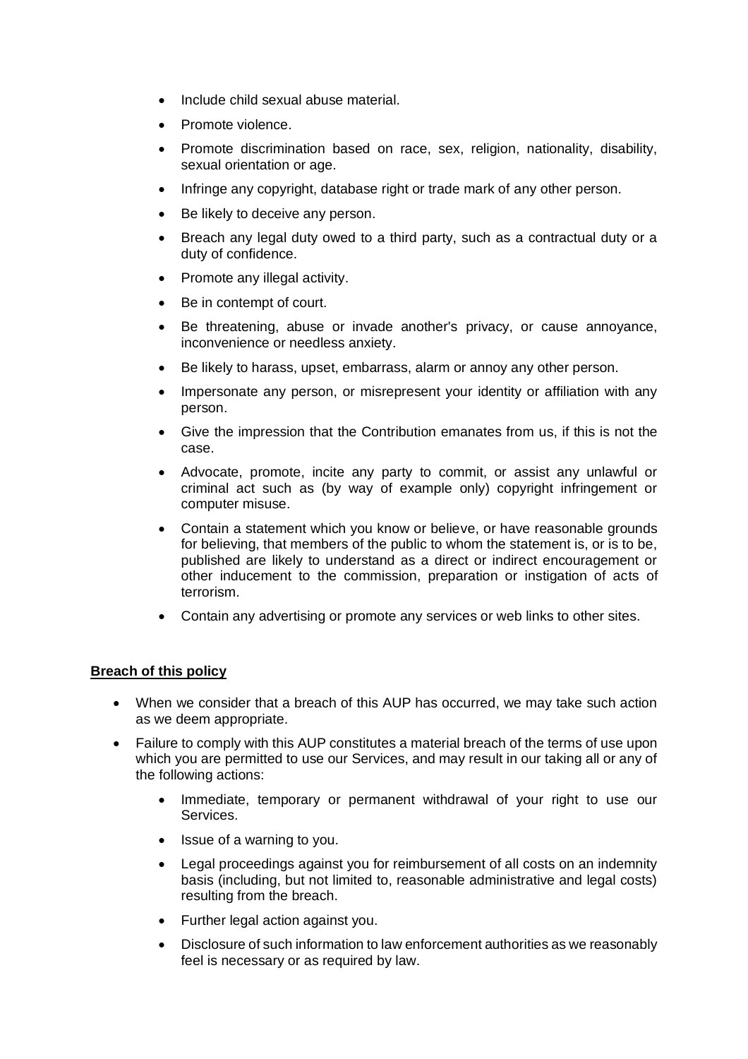- Include child sexual abuse material.
- Promote violence.
- Promote discrimination based on race, sex, religion, nationality, disability, sexual orientation or age.
- Infringe any copyright, database right or trade mark of any other person.
- Be likely to deceive any person.
- Breach any legal duty owed to a third party, such as a contractual duty or a duty of confidence.
- Promote any illegal activity.
- Be in contempt of court.
- Be threatening, abuse or invade another's privacy, or cause annoyance, inconvenience or needless anxiety.
- Be likely to harass, upset, embarrass, alarm or annoy any other person.
- Impersonate any person, or misrepresent your identity or affiliation with any person.
- Give the impression that the Contribution emanates from us, if this is not the case.
- Advocate, promote, incite any party to commit, or assist any unlawful or criminal act such as (by way of example only) copyright infringement or computer misuse.
- Contain a statement which you know or believe, or have reasonable grounds for believing, that members of the public to whom the statement is, or is to be, published are likely to understand as a direct or indirect encouragement or other inducement to the commission, preparation or instigation of acts of terrorism.
- Contain any advertising or promote any services or web links to other sites.

**Breach of this policy**

- When we consider that a breach of this AUP has occurred, we may take such action as we deem appropriate.
- Failure to comply with this AUP constitutes a material breach of the terms of use upon which you are permitted to use our Services, and may result in our taking all or any of the following actions:
  - Immediate, temporary or permanent withdrawal of your right to use our Services.
  - Issue of a warning to you.
  - Legal proceedings against you for reimbursement of all costs on an indemnity basis (including, but not limited to, reasonable administrative and legal costs) resulting from the breach.
  - Further legal action against you.
  - Disclosure of such information to law enforcement authorities as we reasonably feel is necessary or as required by law.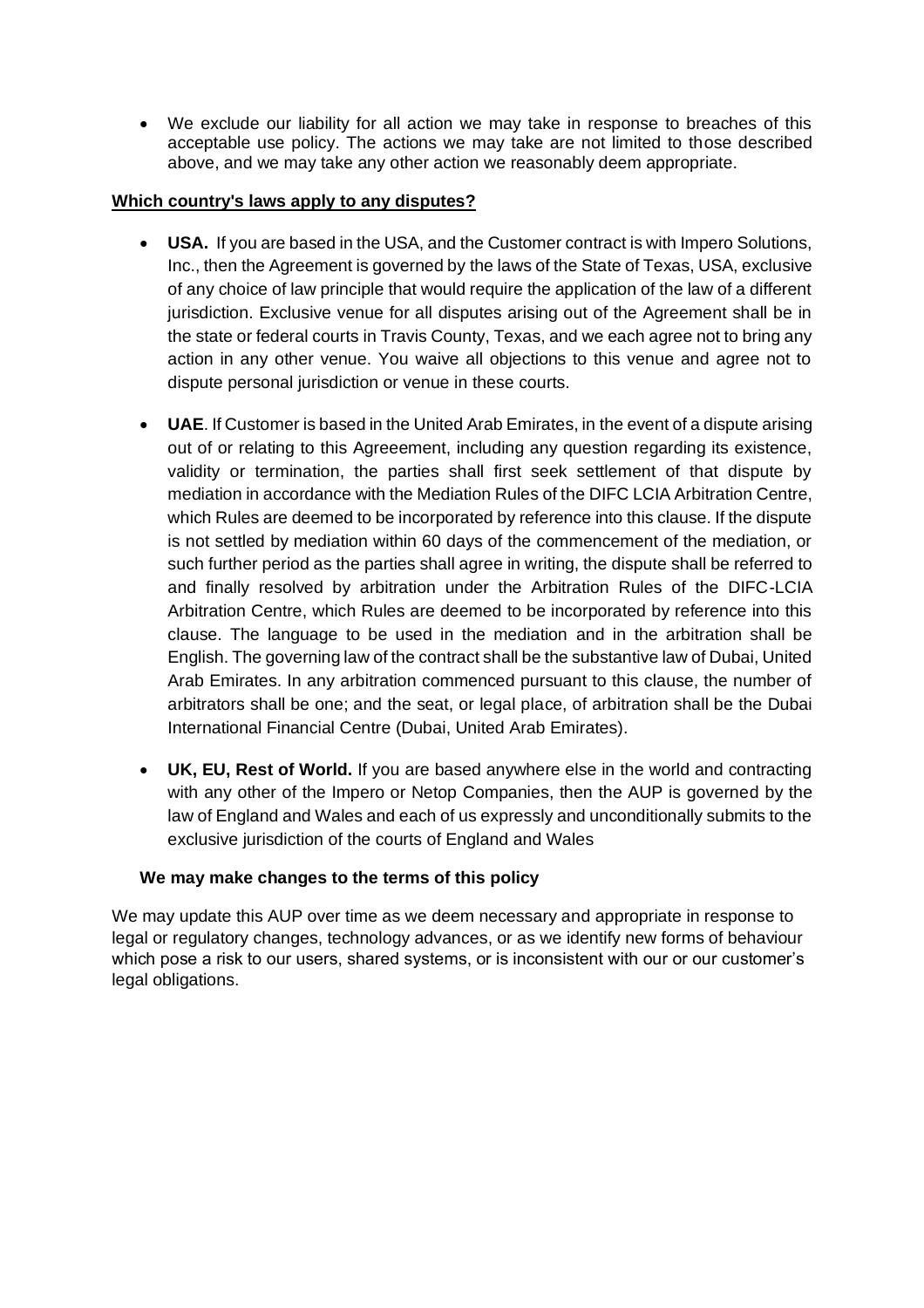- We exclude our liability for all action we may take in response to breaches of this acceptable use policy. The actions we may take are not limited to those described above, and we may take any other action we reasonably deem appropriate.

## **Which country's laws apply to any disputes?**

- **USA.** If you are based in the USA, and the Customer contract is with Impero Solutions, Inc., then the Agreement is governed by the laws of the State of Texas, USA, exclusive of any choice of law principle that would require the application of the law of a different jurisdiction. Exclusive venue for all disputes arising out of the Agreement shall be in the state or federal courts in Travis County, Texas, and we each agree not to bring any action in any other venue. You waive all objections to this venue and agree not to dispute personal jurisdiction or venue in these courts.

- **UAE**. If Customer is based in the United Arab Emirates, in the event of a dispute arising out of or relating to this Agreeement, including any question regarding its existence, validity or termination, the parties shall first seek settlement of that dispute by mediation in accordance with the Mediation Rules of the DIFC LCIA Arbitration Centre, which Rules are deemed to be incorporated by reference into this clause. If the dispute is not settled by mediation within 60 days of the commencement of the mediation, or such further period as the parties shall agree in writing, the dispute shall be referred to and finally resolved by arbitration under the Arbitration Rules of the DIFC-LCIA Arbitration Centre, which Rules are deemed to be incorporated by reference into this clause. The language to be used in the mediation and in the arbitration shall be English. The governing law of the contract shall be the substantive law of Dubai, United Arab Emirates. In any arbitration commenced pursuant to this clause, the number of arbitrators shall be one; and the seat, or legal place, of arbitration shall be the Dubai International Financial Centre (Dubai, United Arab Emirates).

- **UK, EU, Rest of World.** If you are based anywhere else in the world and contracting with any other of the Impero or Netop Companies, then the AUP is governed by the law of England and Wales and each of us expressly and unconditionally submits to the exclusive jurisdiction of the courts of England and Wales

### **We may make changes to the terms of this policy**

We may update this AUP over time as we deem necessary and appropriate in response to legal or regulatory changes, technology advances, or as we identify new forms of behaviour which pose a risk to our users, shared systems, or is inconsistent with our or our customer's legal obligations.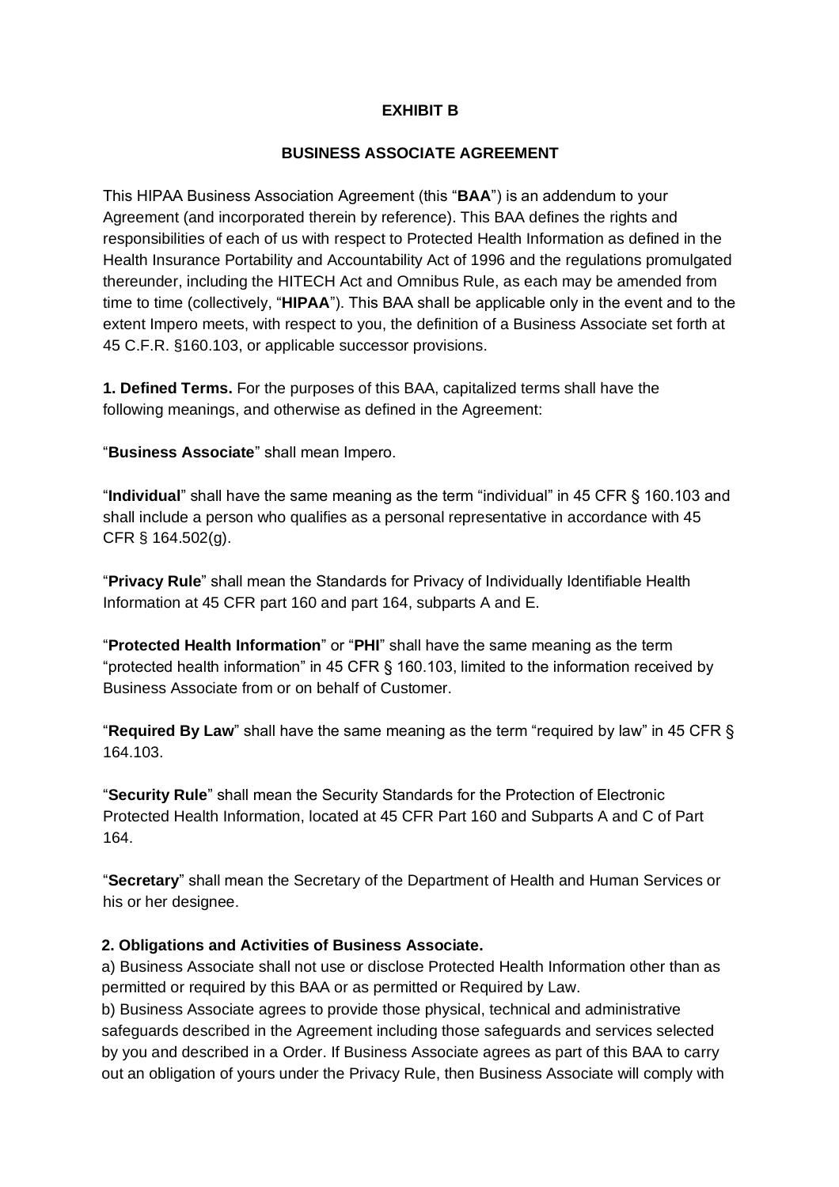**EXHIBIT B**

**BUSINESS ASSOCIATE AGREEMENT**

This HIPAA Business Association Agreement (this "**BAA**") is an addendum to your Agreement (and incorporated therein by reference). This BAA defines the rights and responsibilities of each of us with respect to Protected Health Information as defined in the Health Insurance Portability and Accountability Act of 1996 and the regulations promulgated thereunder, including the HITECH Act and Omnibus Rule, as each may be amended from time to time (collectively, "**HIPAA**"). This BAA shall be applicable only in the event and to the extent Impero meets, with respect to you, the definition of a Business Associate set forth at 45 C.F.R. §160.103, or applicable successor provisions.

**1. Defined Terms.** For the purposes of this BAA, capitalized terms shall have the following meanings, and otherwise as defined in the Agreement:

"**Business Associate**" shall mean Impero.

"**Individual**" shall have the same meaning as the term "individual" in 45 CFR § 160.103 and shall include a person who qualifies as a personal representative in accordance with 45 CFR § 164.502(g).

"**Privacy Rule**" shall mean the Standards for Privacy of Individually Identifiable Health Information at 45 CFR part 160 and part 164, subparts A and E.

"**Protected Health Information**" or "**PHI**" shall have the same meaning as the term "protected health information" in 45 CFR § 160.103, limited to the information received by Business Associate from or on behalf of Customer.

"**Required By Law**" shall have the same meaning as the term "required by law" in 45 CFR § 164.103.

"**Security Rule**" shall mean the Security Standards for the Protection of Electronic Protected Health Information, located at 45 CFR Part 160 and Subparts A and C of Part 164.

"**Secretary**" shall mean the Secretary of the Department of Health and Human Services or his or her designee.

**2. Obligations and Activities of Business Associate.**

a) Business Associate shall not use or disclose Protected Health Information other than as permitted or required by this BAA or as permitted or Required by Law.

b) Business Associate agrees to provide those physical, technical and administrative safeguards described in the Agreement including those safeguards and services selected by you and described in a Order. If Business Associate agrees as part of this BAA to carry out an obligation of yours under the Privacy Rule, then Business Associate will comply with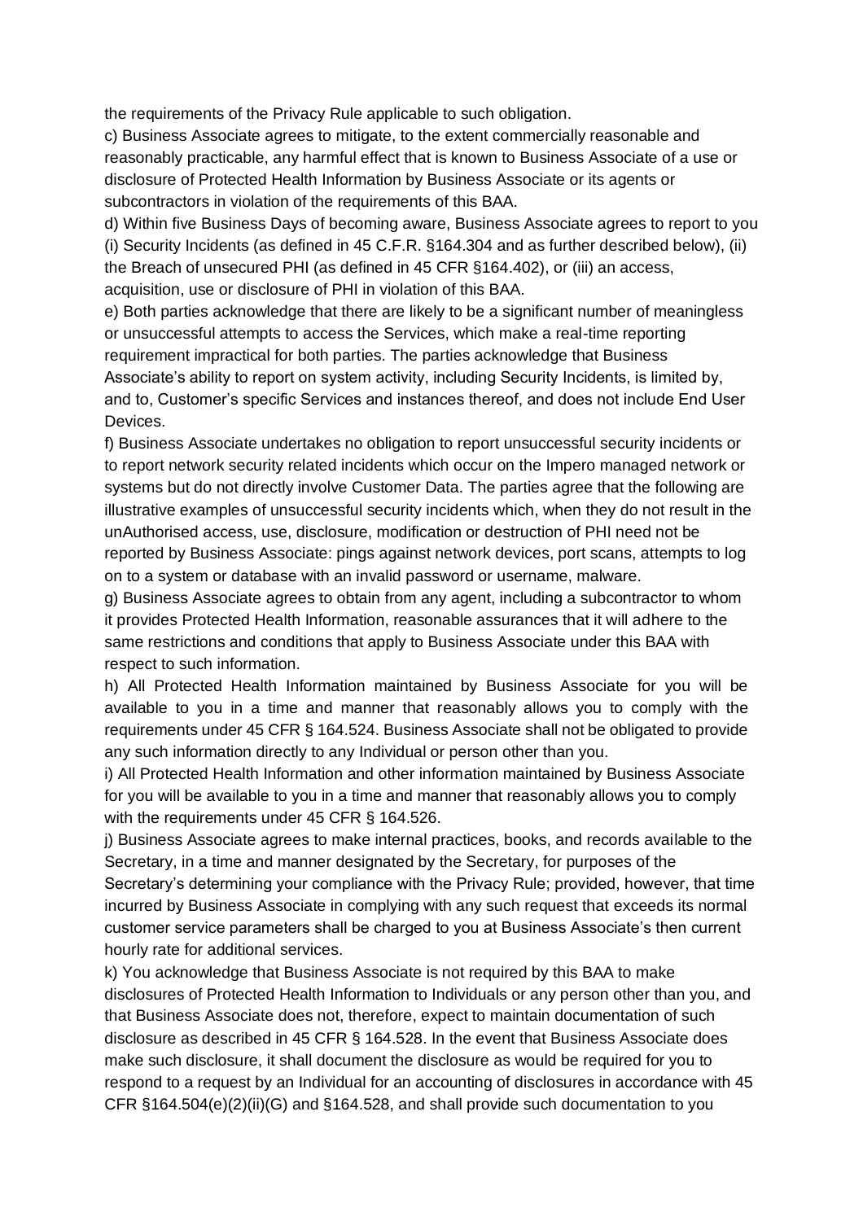the requirements of the Privacy Rule applicable to such obligation.

c) Business Associate agrees to mitigate, to the extent commercially reasonable and reasonably practicable, any harmful effect that is known to Business Associate of a use or disclosure of Protected Health Information by Business Associate or its agents or subcontractors in violation of the requirements of this BAA.

d) Within five Business Days of becoming aware, Business Associate agrees to report to you (i) Security Incidents (as defined in 45 C.F.R. §164.304 and as further described below), (ii) the Breach of unsecured PHI (as defined in 45 CFR §164.402), or (iii) an access, acquisition, use or disclosure of PHI in violation of this BAA.

e) Both parties acknowledge that there are likely to be a significant number of meaningless or unsuccessful attempts to access the Services, which make a real-time reporting requirement impractical for both parties. The parties acknowledge that Business Associate's ability to report on system activity, including Security Incidents, is limited by, and to, Customer's specific Services and instances thereof, and does not include End User Devices.

f) Business Associate undertakes no obligation to report unsuccessful security incidents or to report network security related incidents which occur on the Impero managed network or systems but do not directly involve Customer Data. The parties agree that the following are illustrative examples of unsuccessful security incidents which, when they do not result in the unAuthorised access, use, disclosure, modification or destruction of PHI need not be reported by Business Associate: pings against network devices, port scans, attempts to log on to a system or database with an invalid password or username, malware.

g) Business Associate agrees to obtain from any agent, including a subcontractor to whom it provides Protected Health Information, reasonable assurances that it will adhere to the same restrictions and conditions that apply to Business Associate under this BAA with respect to such information.

h) All Protected Health Information maintained by Business Associate for you will be available to you in a time and manner that reasonably allows you to comply with the requirements under 45 CFR § 164.524. Business Associate shall not be obligated to provide any such information directly to any Individual or person other than you.

i) All Protected Health Information and other information maintained by Business Associate for you will be available to you in a time and manner that reasonably allows you to comply with the requirements under 45 CFR § 164.526.

j) Business Associate agrees to make internal practices, books, and records available to the Secretary, in a time and manner designated by the Secretary, for purposes of the Secretary's determining your compliance with the Privacy Rule; provided, however, that time incurred by Business Associate in complying with any such request that exceeds its normal customer service parameters shall be charged to you at Business Associate's then current hourly rate for additional services.

k) You acknowledge that Business Associate is not required by this BAA to make disclosures of Protected Health Information to Individuals or any person other than you, and that Business Associate does not, therefore, expect to maintain documentation of such disclosure as described in 45 CFR § 164.528. In the event that Business Associate does make such disclosure, it shall document the disclosure as would be required for you to respond to a request by an Individual for an accounting of disclosures in accordance with 45 CFR §164.504(e)(2)(ii)(G) and §164.528, and shall provide such documentation to you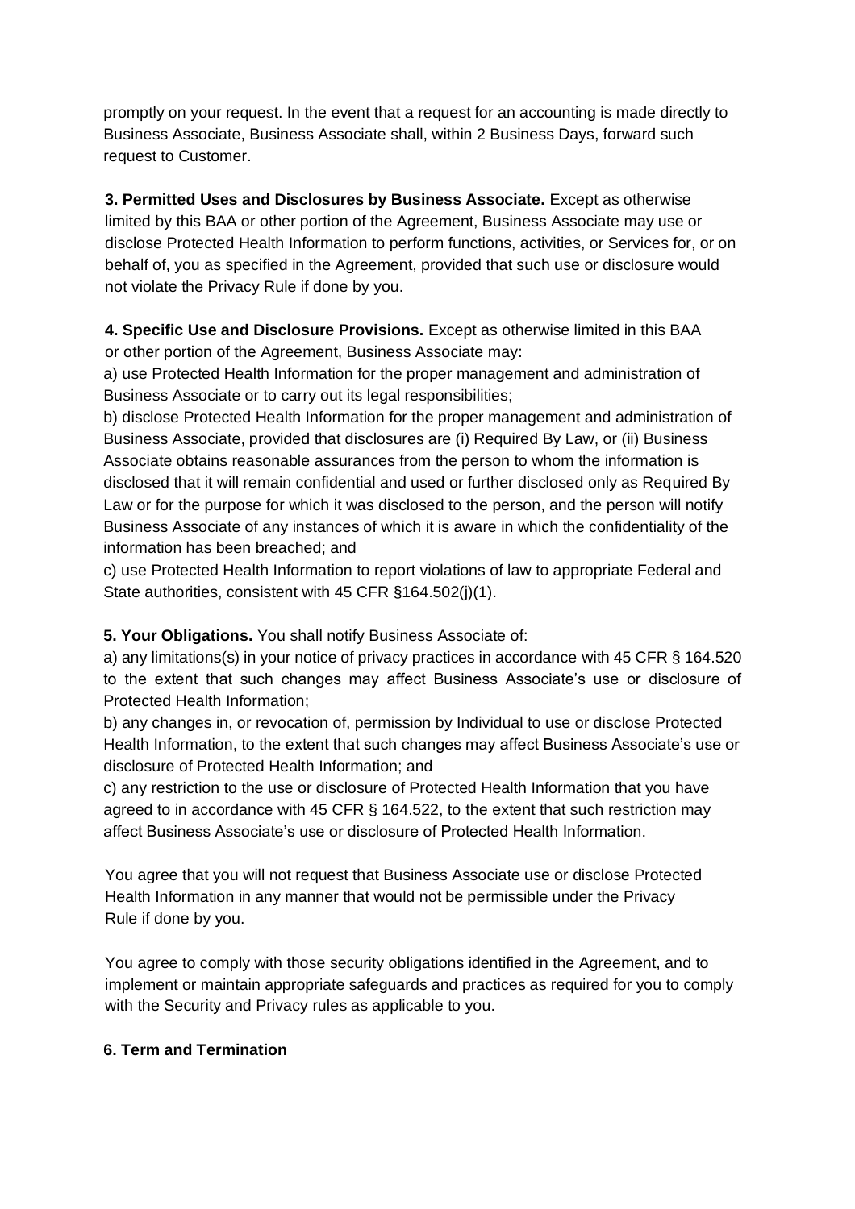promptly on your request. In the event that a request for an accounting is made directly to Business Associate, Business Associate shall, within 2 Business Days, forward such request to Customer.

**3. Permitted Uses and Disclosures by Business Associate.** Except as otherwise limited by this BAA or other portion of the Agreement, Business Associate may use or disclose Protected Health Information to perform functions, activities, or Services for, or on behalf of, you as specified in the Agreement, provided that such use or disclosure would not violate the Privacy Rule if done by you.

**4. Specific Use and Disclosure Provisions.** Except as otherwise limited in this BAA or other portion of the Agreement, Business Associate may:

a) use Protected Health Information for the proper management and administration of Business Associate or to carry out its legal responsibilities;

b) disclose Protected Health Information for the proper management and administration of Business Associate, provided that disclosures are (i) Required By Law, or (ii) Business Associate obtains reasonable assurances from the person to whom the information is disclosed that it will remain confidential and used or further disclosed only as Required By Law or for the purpose for which it was disclosed to the person, and the person will notify Business Associate of any instances of which it is aware in which the confidentiality of the information has been breached; and

c) use Protected Health Information to report violations of law to appropriate Federal and State authorities, consistent with 45 CFR §164.502(j)(1).

**5. Your Obligations.** You shall notify Business Associate of:

a) any limitations(s) in your notice of privacy practices in accordance with 45 CFR § 164.520 to the extent that such changes may affect Business Associate's use or disclosure of Protected Health Information;

b) any changes in, or revocation of, permission by Individual to use or disclose Protected Health Information, to the extent that such changes may affect Business Associate's use or disclosure of Protected Health Information; and

c) any restriction to the use or disclosure of Protected Health Information that you have agreed to in accordance with 45 CFR § 164.522, to the extent that such restriction may affect Business Associate's use or disclosure of Protected Health Information.

You agree that you will not request that Business Associate use or disclose Protected Health Information in any manner that would not be permissible under the Privacy Rule if done by you.

You agree to comply with those security obligations identified in the Agreement, and to implement or maintain appropriate safeguards and practices as required for you to comply with the Security and Privacy rules as applicable to you.

**6. Term and Termination**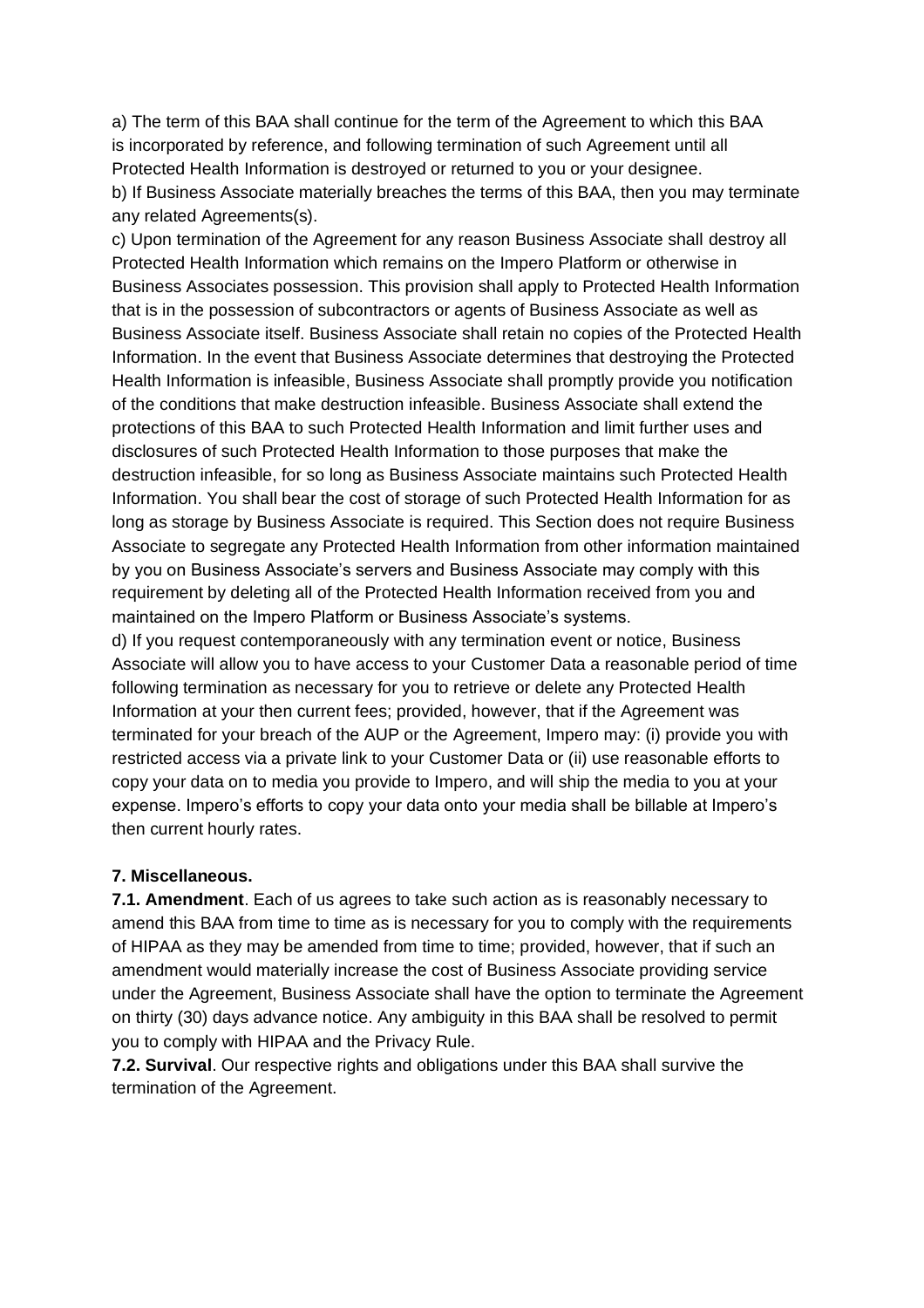a) The term of this BAA shall continue for the term of the Agreement to which this BAA is incorporated by reference, and following termination of such Agreement until all Protected Health Information is destroyed or returned to you or your designee.

b) If Business Associate materially breaches the terms of this BAA, then you may terminate any related Agreements(s).

c) Upon termination of the Agreement for any reason Business Associate shall destroy all Protected Health Information which remains on the Impero Platform or otherwise in Business Associates possession. This provision shall apply to Protected Health Information that is in the possession of subcontractors or agents of Business Associate as well as Business Associate itself. Business Associate shall retain no copies of the Protected Health Information. In the event that Business Associate determines that destroying the Protected Health Information is infeasible, Business Associate shall promptly provide you notification of the conditions that make destruction infeasible. Business Associate shall extend the protections of this BAA to such Protected Health Information and limit further uses and disclosures of such Protected Health Information to those purposes that make the destruction infeasible, for so long as Business Associate maintains such Protected Health Information. You shall bear the cost of storage of such Protected Health Information for as long as storage by Business Associate is required. This Section does not require Business Associate to segregate any Protected Health Information from other information maintained by you on Business Associate's servers and Business Associate may comply with this requirement by deleting all of the Protected Health Information received from you and maintained on the Impero Platform or Business Associate's systems.

d) If you request contemporaneously with any termination event or notice, Business Associate will allow you to have access to your Customer Data a reasonable period of time following termination as necessary for you to retrieve or delete any Protected Health Information at your then current fees; provided, however, that if the Agreement was terminated for your breach of the AUP or the Agreement, Impero may: (i) provide you with restricted access via a private link to your Customer Data or (ii) use reasonable efforts to copy your data on to media you provide to Impero, and will ship the media to you at your expense. Impero's efforts to copy your data onto your media shall be billable at Impero's then current hourly rates.

**7. Miscellaneous.**

**7.1. Amendment**. Each of us agrees to take such action as is reasonably necessary to amend this BAA from time to time as is necessary for you to comply with the requirements of HIPAA as they may be amended from time to time; provided, however, that if such an amendment would materially increase the cost of Business Associate providing service under the Agreement, Business Associate shall have the option to terminate the Agreement on thirty (30) days advance notice. Any ambiguity in this BAA shall be resolved to permit you to comply with HIPAA and the Privacy Rule.

**7.2. Survival**. Our respective rights and obligations under this BAA shall survive the termination of the Agreement.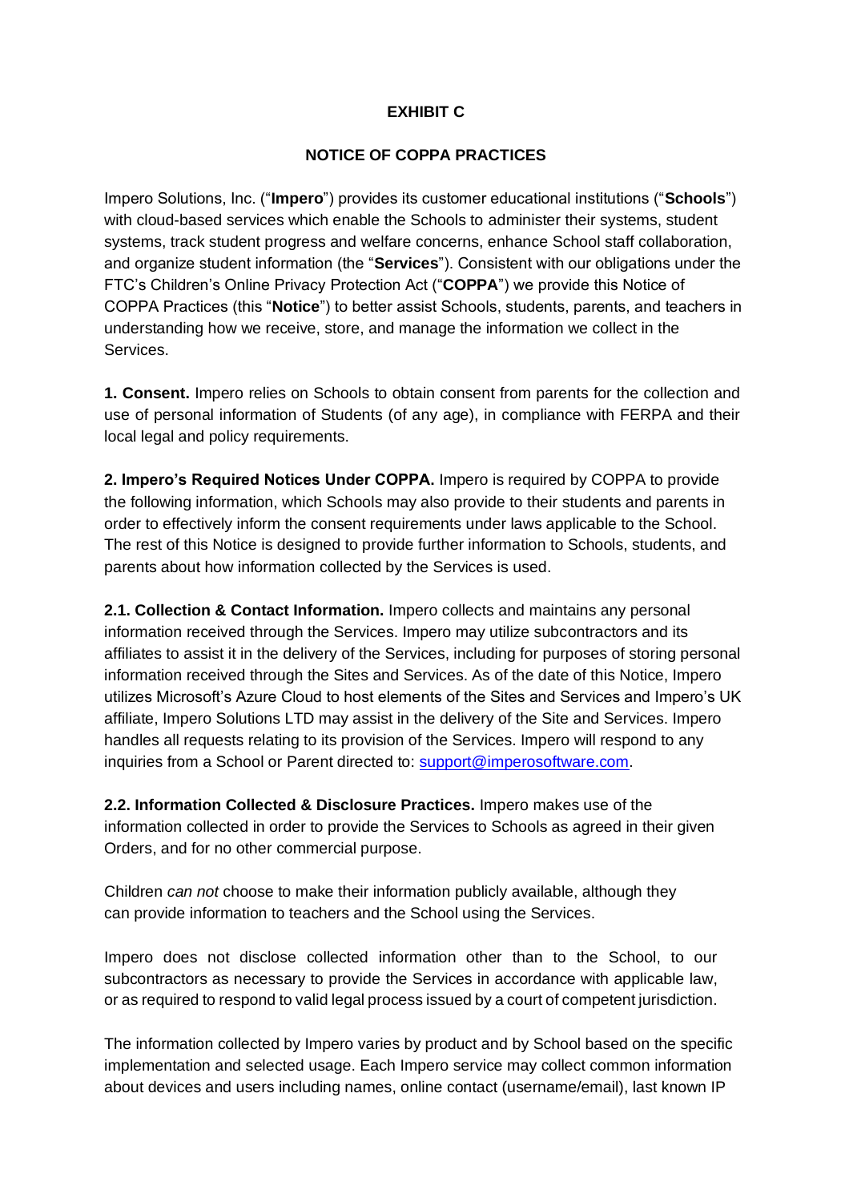**EXHIBIT C**

**NOTICE OF COPPA PRACTICES**

Impero Solutions, Inc. ("**Impero**") provides its customer educational institutions ("**Schools**") with cloud-based services which enable the Schools to administer their systems, student systems, track student progress and welfare concerns, enhance School staff collaboration, and organize student information (the "**Services**"). Consistent with our obligations under the FTC's Children's Online Privacy Protection Act ("**COPPA**") we provide this Notice of COPPA Practices (this "**Notice**") to better assist Schools, students, parents, and teachers in understanding how we receive, store, and manage the information we collect in the Services.

**1. Consent.** Impero relies on Schools to obtain consent from parents for the collection and use of personal information of Students (of any age), in compliance with FERPA and their local legal and policy requirements.

**2. Impero's Required Notices Under COPPA.** Impero is required by COPPA to provide the following information, which Schools may also provide to their students and parents in order to effectively inform the consent requirements under laws applicable to the School. The rest of this Notice is designed to provide further information to Schools, students, and parents about how information collected by the Services is used.

**2.1. Collection & Contact Information.** Impero collects and maintains any personal information received through the Services. Impero may utilize subcontractors and its affiliates to assist it in the delivery of the Services, including for purposes of storing personal information received through the Sites and Services. As of the date of this Notice, Impero utilizes Microsoft's Azure Cloud to host elements of the Sites and Services and Impero's UK affiliate, Impero Solutions LTD may assist in the delivery of the Site and Services. Impero handles all requests relating to its provision of the Services. Impero will respond to any inquiries from a School or Parent directed to: [support@imperosoftware.com](mailto:support@imperosoftware.com).

**2.2. Information Collected & Disclosure Practices.** Impero makes use of the information collected in order to provide the Services to Schools as agreed in their given Orders, and for no other commercial purpose.

Children *can not* choose to make their information publicly available, although they can provide information to teachers and the School using the Services.

Impero does not disclose collected information other than to the School, to our subcontractors as necessary to provide the Services in accordance with applicable law, or as required to respond to valid legal process issued by a court of competent jurisdiction.

The information collected by Impero varies by product and by School based on the specific implementation and selected usage. Each Impero service may collect common information about devices and users including names, online contact (username/email), last known IP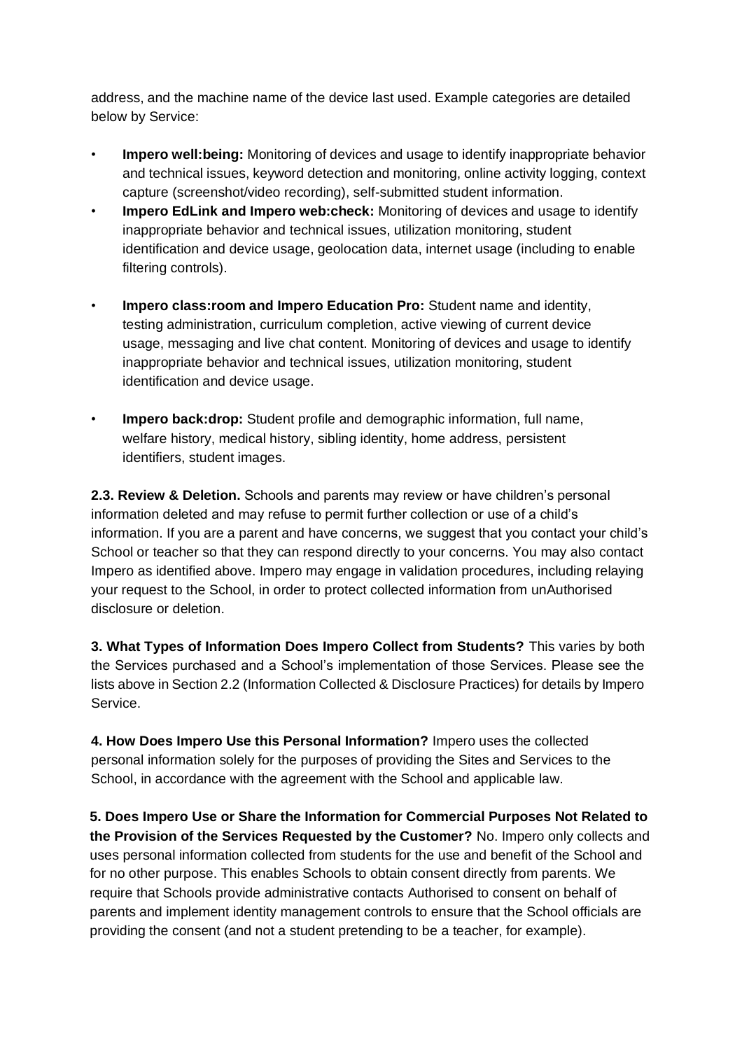address, and the machine name of the device last used. Example categories are detailed below by Service:

- **Impero well:being:** Monitoring of devices and usage to identify inappropriate behavior and technical issues, keyword detection and monitoring, online activity logging, context capture (screenshot/video recording), self-submitted student information.
- **Impero EdLink and Impero web:check:** Monitoring of devices and usage to identify inappropriate behavior and technical issues, utilization monitoring, student identification and device usage, geolocation data, internet usage (including to enable filtering controls).
- **Impero class:room and Impero Education Pro:** Student name and identity, testing administration, curriculum completion, active viewing of current device usage, messaging and live chat content. Monitoring of devices and usage to identify inappropriate behavior and technical issues, utilization monitoring, student identification and device usage.
- **Impero back:drop:** Student profile and demographic information, full name, welfare history, medical history, sibling identity, home address, persistent identifiers, student images.

**2.3. Review & Deletion.** Schools and parents may review or have children's personal information deleted and may refuse to permit further collection or use of a child's information. If you are a parent and have concerns, we suggest that you contact your child's School or teacher so that they can respond directly to your concerns. You may also contact Impero as identified above. Impero may engage in validation procedures, including relaying your request to the School, in order to protect collected information from unAuthorised disclosure or deletion.

**3. What Types of Information Does Impero Collect from Students?** This varies by both the Services purchased and a School's implementation of those Services. Please see the lists above in Section 2.2 (Information Collected & Disclosure Practices) for details by Impero Service.

**4. How Does Impero Use this Personal Information?** Impero uses the collected personal information solely for the purposes of providing the Sites and Services to the School, in accordance with the agreement with the School and applicable law.

**5. Does Impero Use or Share the Information for Commercial Purposes Not Related to the Provision of the Services Requested by the Customer?** No. Impero only collects and uses personal information collected from students for the use and benefit of the School and for no other purpose. This enables Schools to obtain consent directly from parents. We require that Schools provide administrative contacts Authorised to consent on behalf of parents and implement identity management controls to ensure that the School officials are providing the consent (and not a student pretending to be a teacher, for example).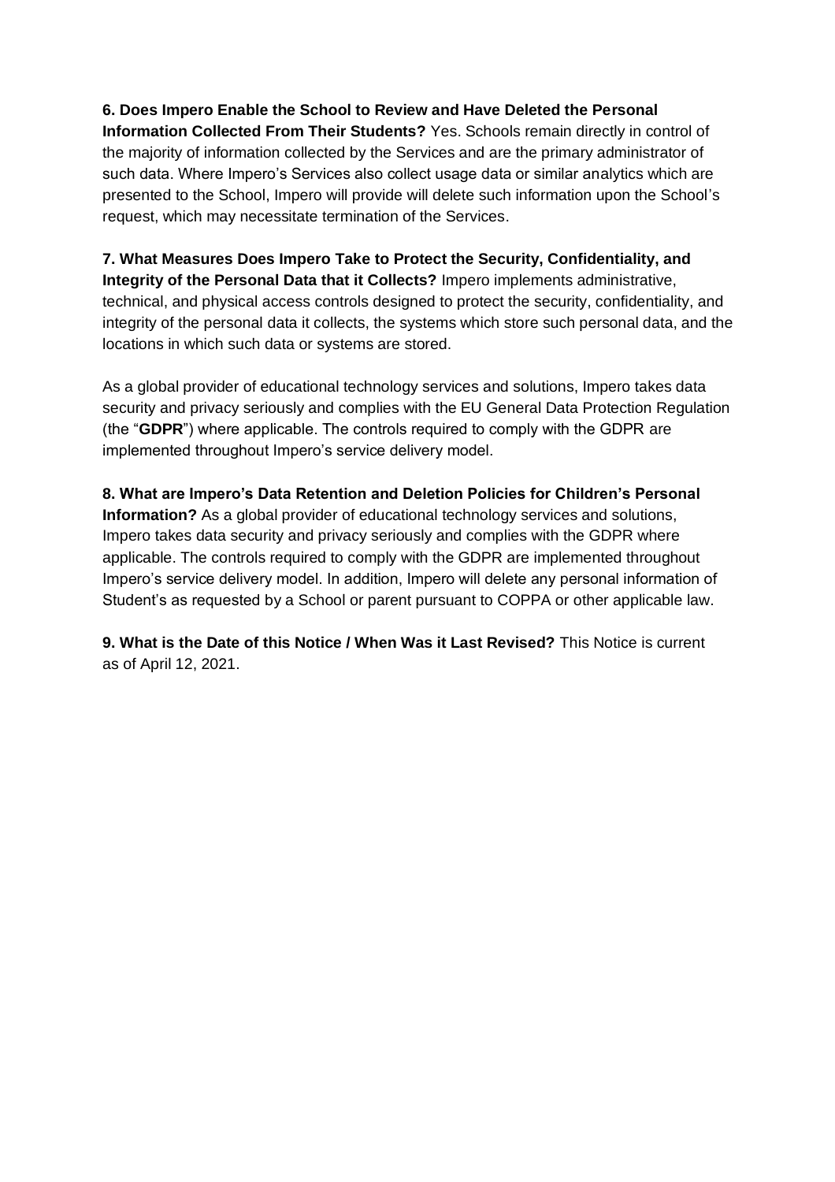**6. Does Impero Enable the School to Review and Have Deleted the Personal Information Collected From Their Students?** Yes. Schools remain directly in control of the majority of information collected by the Services and are the primary administrator of such data. Where Impero's Services also collect usage data or similar analytics which are presented to the School, Impero will provide will delete such information upon the School's request, which may necessitate termination of the Services.

**7. What Measures Does Impero Take to Protect the Security, Confidentiality, and Integrity of the Personal Data that it Collects?** Impero implements administrative, technical, and physical access controls designed to protect the security, confidentiality, and integrity of the personal data it collects, the systems which store such personal data, and the locations in which such data or systems are stored.

As a global provider of educational technology services and solutions, Impero takes data security and privacy seriously and complies with the EU General Data Protection Regulation (the "**GDPR**") where applicable. The controls required to comply with the GDPR are implemented throughout Impero's service delivery model.

**8. What are Impero's Data Retention and Deletion Policies for Children's Personal Information?** As a global provider of educational technology services and solutions, Impero takes data security and privacy seriously and complies with the GDPR where applicable. The controls required to comply with the GDPR are implemented throughout Impero's service delivery model. In addition, Impero will delete any personal information of Student's as requested by a School or parent pursuant to COPPA or other applicable law.

**9. What is the Date of this Notice / When Was it Last Revised?** This Notice is current as of April 12, 2021.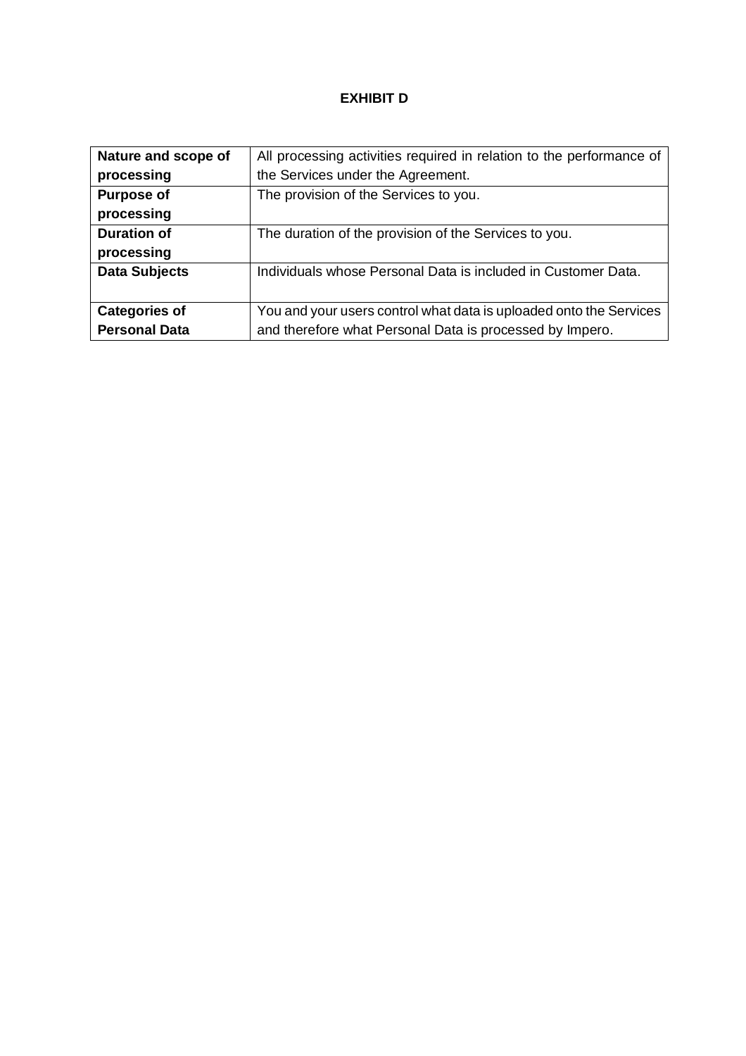**EXHIBIT D**

| **Nature and scope of processing** | All processing activities required in relation to the performance of the Services under the Agreement. |
|---|---|
| **Purpose of processing** | The provision of the Services to you. |
| **Duration of processing** | The duration of the provision of the Services to you. |
| **Data Subjects** | Individuals whose Personal Data is included in Customer Data. |
| **Categories of Personal Data** | You and your users control what data is uploaded onto the Services and therefore what Personal Data is processed by Impero. |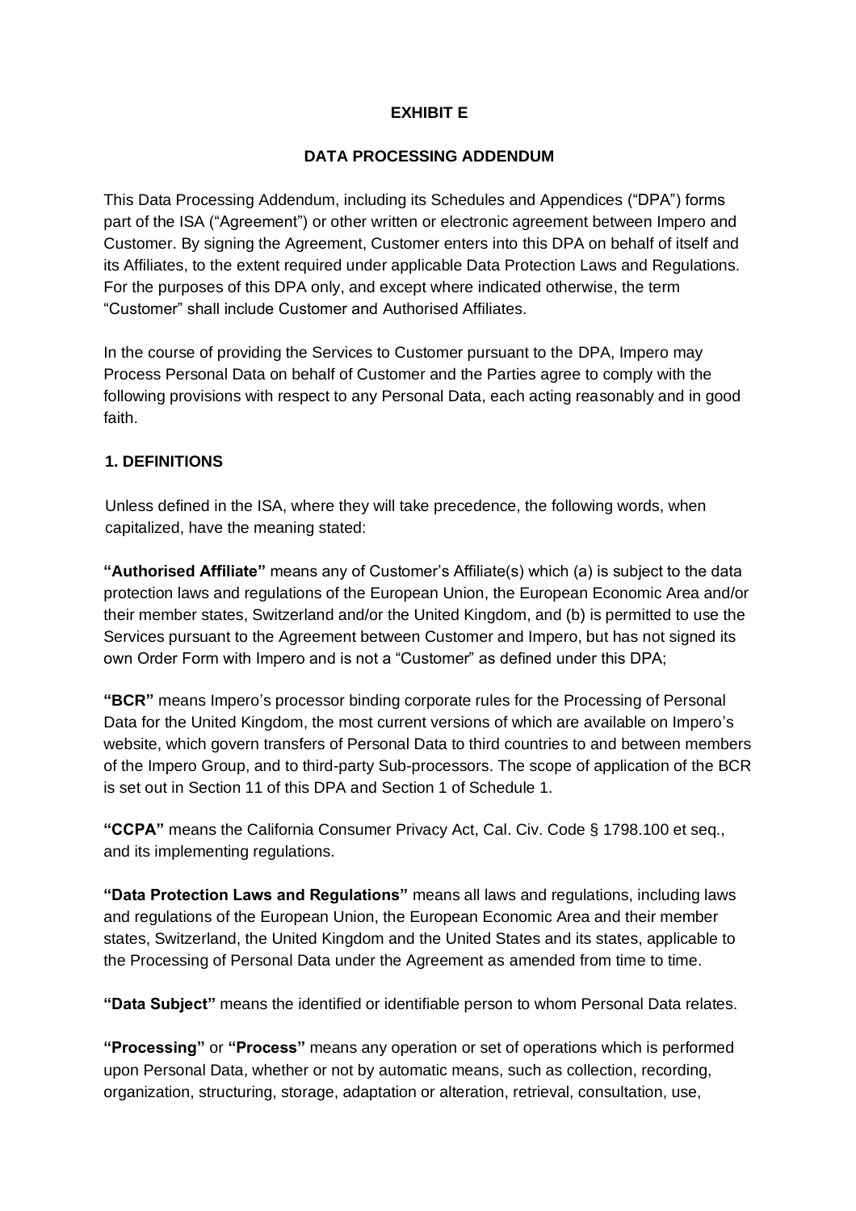**EXHIBIT E**

**DATA PROCESSING ADDENDUM**

This Data Processing Addendum, including its Schedules and Appendices ("DPA") forms part of the ISA ("Agreement") or other written or electronic agreement between Impero and Customer. By signing the Agreement, Customer enters into this DPA on behalf of itself and its Affiliates, to the extent required under applicable Data Protection Laws and Regulations. For the purposes of this DPA only, and except where indicated otherwise, the term "Customer" shall include Customer and Authorised Affiliates.

In the course of providing the Services to Customer pursuant to the DPA, Impero may Process Personal Data on behalf of Customer and the Parties agree to comply with the following provisions with respect to any Personal Data, each acting reasonably and in good faith.

**1. DEFINITIONS**

Unless defined in the ISA, where they will take precedence, the following words, when capitalized, have the meaning stated:

**"Authorised Affiliate"** means any of Customer's Affiliate(s) which (a) is subject to the data protection laws and regulations of the European Union, the European Economic Area and/or their member states, Switzerland and/or the United Kingdom, and (b) is permitted to use the Services pursuant to the Agreement between Customer and Impero, but has not signed its own Order Form with Impero and is not a "Customer" as defined under this DPA;

**"BCR"** means Impero's processor binding corporate rules for the Processing of Personal Data for the United Kingdom, the most current versions of which are available on Impero's website, which govern transfers of Personal Data to third countries to and between members of the Impero Group, and to third-party Sub-processors. The scope of application of the BCR is set out in Section 11 of this DPA and Section 1 of Schedule 1.

**"CCPA"** means the California Consumer Privacy Act, Cal. Civ. Code § 1798.100 et seq., and its implementing regulations.

**"Data Protection Laws and Regulations"** means all laws and regulations, including laws and regulations of the European Union, the European Economic Area and their member states, Switzerland, the United Kingdom and the United States and its states, applicable to the Processing of Personal Data under the Agreement as amended from time to time.

**"Data Subject"** means the identified or identifiable person to whom Personal Data relates.

**"Processing"** or **"Process"** means any operation or set of operations which is performed upon Personal Data, whether or not by automatic means, such as collection, recording, organization, structuring, storage, adaptation or alteration, retrieval, consultation, use,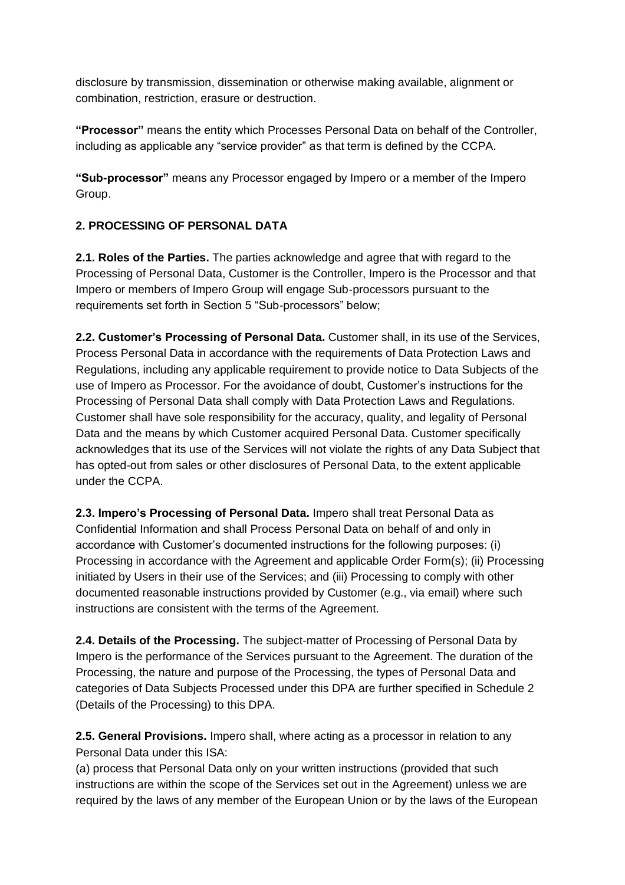disclosure by transmission, dissemination or otherwise making available, alignment or combination, restriction, erasure or destruction.

**"Processor"** means the entity which Processes Personal Data on behalf of the Controller, including as applicable any "service provider" as that term is defined by the CCPA.

**"Sub-processor"** means any Processor engaged by Impero or a member of the Impero Group.

## 2. PROCESSING OF PERSONAL DATA

**2.1. Roles of the Parties.** The parties acknowledge and agree that with regard to the Processing of Personal Data, Customer is the Controller, Impero is the Processor and that Impero or members of Impero Group will engage Sub-processors pursuant to the requirements set forth in Section 5 "Sub-processors" below;

**2.2. Customer's Processing of Personal Data.** Customer shall, in its use of the Services, Process Personal Data in accordance with the requirements of Data Protection Laws and Regulations, including any applicable requirement to provide notice to Data Subjects of the use of Impero as Processor. For the avoidance of doubt, Customer's instructions for the Processing of Personal Data shall comply with Data Protection Laws and Regulations. Customer shall have sole responsibility for the accuracy, quality, and legality of Personal Data and the means by which Customer acquired Personal Data. Customer specifically acknowledges that its use of the Services will not violate the rights of any Data Subject that has opted-out from sales or other disclosures of Personal Data, to the extent applicable under the CCPA.

**2.3. Impero's Processing of Personal Data.** Impero shall treat Personal Data as Confidential Information and shall Process Personal Data on behalf of and only in accordance with Customer's documented instructions for the following purposes: (i) Processing in accordance with the Agreement and applicable Order Form(s); (ii) Processing initiated by Users in their use of the Services; and (iii) Processing to comply with other documented reasonable instructions provided by Customer (e.g., via email) where such instructions are consistent with the terms of the Agreement.

**2.4. Details of the Processing.** The subject-matter of Processing of Personal Data by Impero is the performance of the Services pursuant to the Agreement. The duration of the Processing, the nature and purpose of the Processing, the types of Personal Data and categories of Data Subjects Processed under this DPA are further specified in Schedule 2 (Details of the Processing) to this DPA.

**2.5. General Provisions.** Impero shall, where acting as a processor in relation to any Personal Data under this ISA:
(a) process that Personal Data only on your written instructions (provided that such instructions are within the scope of the Services set out in the Agreement) unless we are required by the laws of any member of the European Union or by the laws of the European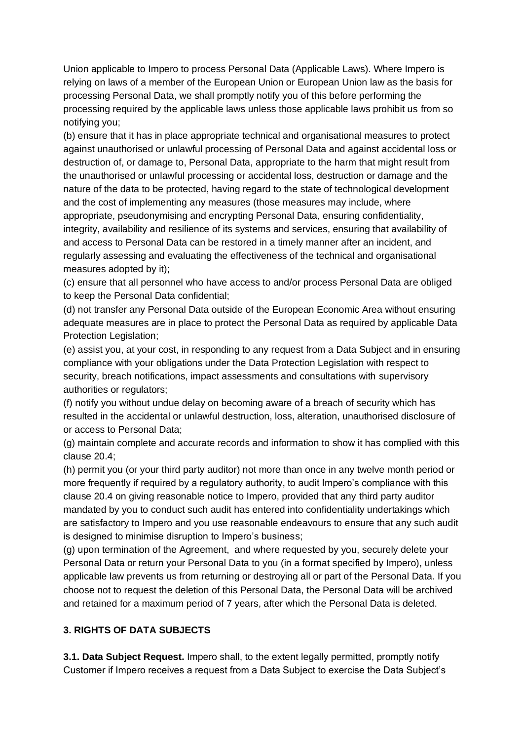Union applicable to Impero to process Personal Data (Applicable Laws). Where Impero is relying on laws of a member of the European Union or European Union law as the basis for processing Personal Data, we shall promptly notify you of this before performing the processing required by the applicable laws unless those applicable laws prohibit us from so notifying you;

(b) ensure that it has in place appropriate technical and organisational measures to protect against unauthorised or unlawful processing of Personal Data and against accidental loss or destruction of, or damage to, Personal Data, appropriate to the harm that might result from the unauthorised or unlawful processing or accidental loss, destruction or damage and the nature of the data to be protected, having regard to the state of technological development and the cost of implementing any measures (those measures may include, where appropriate, pseudonymising and encrypting Personal Data, ensuring confidentiality, integrity, availability and resilience of its systems and services, ensuring that availability of and access to Personal Data can be restored in a timely manner after an incident, and regularly assessing and evaluating the effectiveness of the technical and organisational measures adopted by it);

(c) ensure that all personnel who have access to and/or process Personal Data are obliged to keep the Personal Data confidential;

(d) not transfer any Personal Data outside of the European Economic Area without ensuring adequate measures are in place to protect the Personal Data as required by applicable Data Protection Legislation;

(e) assist you, at your cost, in responding to any request from a Data Subject and in ensuring compliance with your obligations under the Data Protection Legislation with respect to security, breach notifications, impact assessments and consultations with supervisory authorities or regulators;

(f) notify you without undue delay on becoming aware of a breach of security which has resulted in the accidental or unlawful destruction, loss, alteration, unauthorised disclosure of or access to Personal Data;

(g) maintain complete and accurate records and information to show it has complied with this clause 20.4;

(h) permit you (or your third party auditor) not more than once in any twelve month period or more frequently if required by a regulatory authority, to audit Impero's compliance with this clause 20.4 on giving reasonable notice to Impero, provided that any third party auditor mandated by you to conduct such audit has entered into confidentiality undertakings which are satisfactory to Impero and you use reasonable endeavours to ensure that any such audit is designed to minimise disruption to Impero's business;

(g) upon termination of the Agreement, and where requested by you, securely delete your Personal Data or return your Personal Data to you (in a format specified by Impero), unless applicable law prevents us from returning or destroying all or part of the Personal Data. If you choose not to request the deletion of this Personal Data, the Personal Data will be archived and retained for a maximum period of 7 years, after which the Personal Data is deleted.

### 3. RIGHTS OF DATA SUBJECTS

**3.1. Data Subject Request.** Impero shall, to the extent legally permitted, promptly notify Customer if Impero receives a request from a Data Subject to exercise the Data Subject's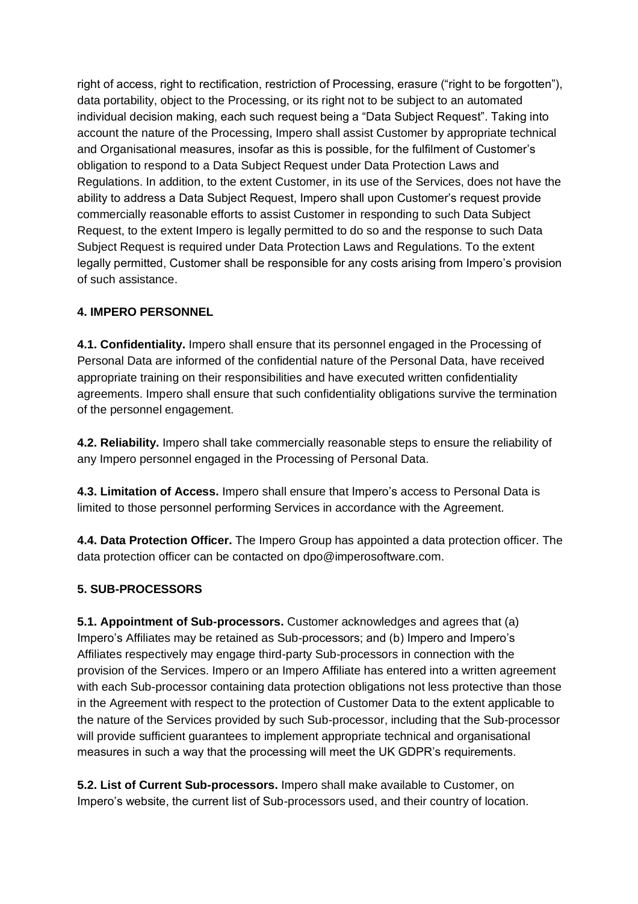right of access, right to rectification, restriction of Processing, erasure ("right to be forgotten"), data portability, object to the Processing, or its right not to be subject to an automated individual decision making, each such request being a "Data Subject Request". Taking into account the nature of the Processing, Impero shall assist Customer by appropriate technical and Organisational measures, insofar as this is possible, for the fulfilment of Customer's obligation to respond to a Data Subject Request under Data Protection Laws and Regulations. In addition, to the extent Customer, in its use of the Services, does not have the ability to address a Data Subject Request, Impero shall upon Customer's request provide commercially reasonable efforts to assist Customer in responding to such Data Subject Request, to the extent Impero is legally permitted to do so and the response to such Data Subject Request is required under Data Protection Laws and Regulations. To the extent legally permitted, Customer shall be responsible for any costs arising from Impero's provision of such assistance.

## 4. IMPERO PERSONNEL

**4.1. Confidentiality.** Impero shall ensure that its personnel engaged in the Processing of Personal Data are informed of the confidential nature of the Personal Data, have received appropriate training on their responsibilities and have executed written confidentiality agreements. Impero shall ensure that such confidentiality obligations survive the termination of the personnel engagement.

**4.2. Reliability.** Impero shall take commercially reasonable steps to ensure the reliability of any Impero personnel engaged in the Processing of Personal Data.

**4.3. Limitation of Access.** Impero shall ensure that Impero's access to Personal Data is limited to those personnel performing Services in accordance with the Agreement.

**4.4. Data Protection Officer.** The Impero Group has appointed a data protection officer. The data protection officer can be contacted on dpo@imperosoftware.com.

## 5. SUB-PROCESSORS

**5.1. Appointment of Sub-processors.** Customer acknowledges and agrees that (a) Impero's Affiliates may be retained as Sub-processors; and (b) Impero and Impero's Affiliates respectively may engage third-party Sub-processors in connection with the provision of the Services. Impero or an Impero Affiliate has entered into a written agreement with each Sub-processor containing data protection obligations not less protective than those in the Agreement with respect to the protection of Customer Data to the extent applicable to the nature of the Services provided by such Sub-processor, including that the Sub-processor will provide sufficient guarantees to implement appropriate technical and organisational measures in such a way that the processing will meet the UK GDPR's requirements.

**5.2. List of Current Sub-processors.** Impero shall make available to Customer, on Impero's website, the current list of Sub-processors used, and their country of location.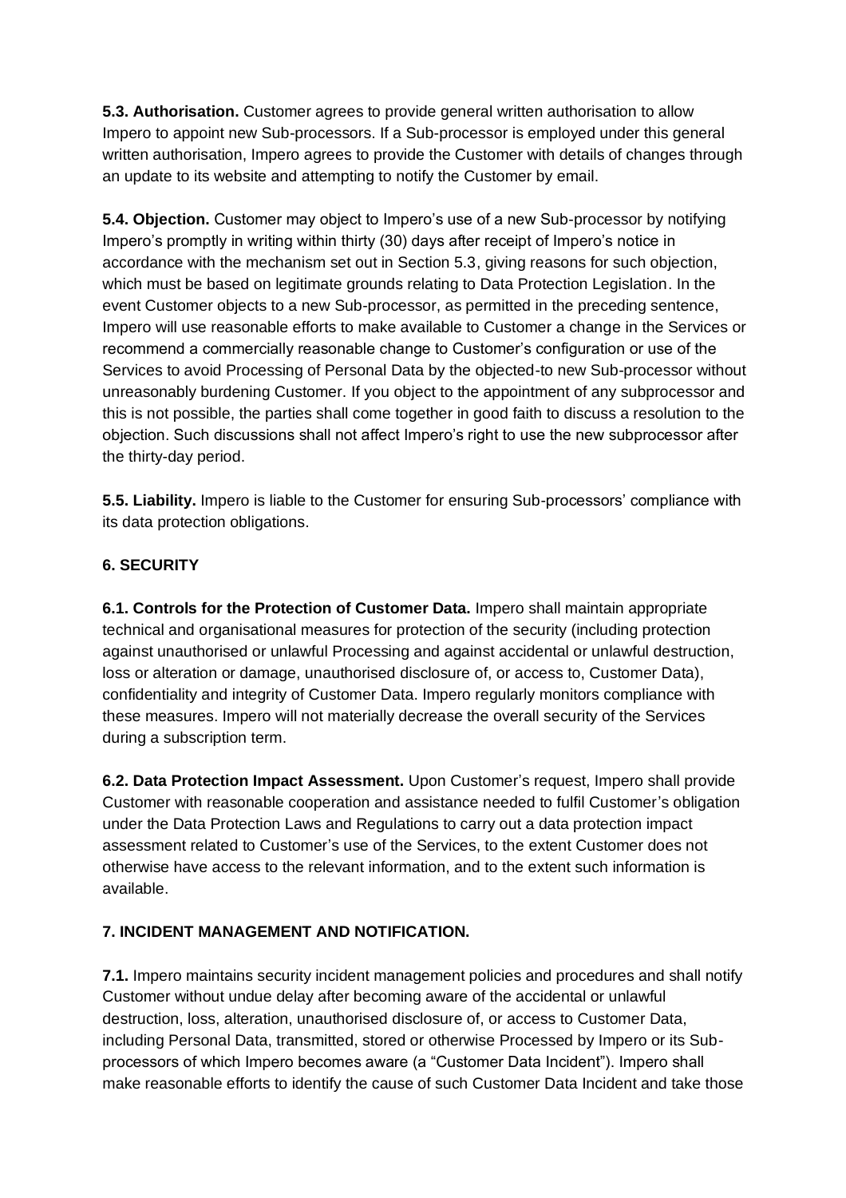**5.3. Authorisation.** Customer agrees to provide general written authorisation to allow Impero to appoint new Sub-processors. If a Sub-processor is employed under this general written authorisation, Impero agrees to provide the Customer with details of changes through an update to its website and attempting to notify the Customer by email.

**5.4. Objection.** Customer may object to Impero's use of a new Sub-processor by notifying Impero's promptly in writing within thirty (30) days after receipt of Impero's notice in accordance with the mechanism set out in Section 5.3, giving reasons for such objection, which must be based on legitimate grounds relating to Data Protection Legislation. In the event Customer objects to a new Sub-processor, as permitted in the preceding sentence, Impero will use reasonable efforts to make available to Customer a change in the Services or recommend a commercially reasonable change to Customer's configuration or use of the Services to avoid Processing of Personal Data by the objected-to new Sub-processor without unreasonably burdening Customer. If you object to the appointment of any subprocessor and this is not possible, the parties shall come together in good faith to discuss a resolution to the objection. Such discussions shall not affect Impero's right to use the new subprocessor after the thirty-day period.

**5.5. Liability.** Impero is liable to the Customer for ensuring Sub-processors' compliance with its data protection obligations.

## 6. SECURITY

**6.1. Controls for the Protection of Customer Data.** Impero shall maintain appropriate technical and organisational measures for protection of the security (including protection against unauthorised or unlawful Processing and against accidental or unlawful destruction, loss or alteration or damage, unauthorised disclosure of, or access to, Customer Data), confidentiality and integrity of Customer Data. Impero regularly monitors compliance with these measures. Impero will not materially decrease the overall security of the Services during a subscription term.

**6.2. Data Protection Impact Assessment.** Upon Customer's request, Impero shall provide Customer with reasonable cooperation and assistance needed to fulfil Customer's obligation under the Data Protection Laws and Regulations to carry out a data protection impact assessment related to Customer's use of the Services, to the extent Customer does not otherwise have access to the relevant information, and to the extent such information is available.

## 7. INCIDENT MANAGEMENT AND NOTIFICATION.

**7.1.** Impero maintains security incident management policies and procedures and shall notify Customer without undue delay after becoming aware of the accidental or unlawful destruction, loss, alteration, unauthorised disclosure of, or access to Customer Data, including Personal Data, transmitted, stored or otherwise Processed by Impero or its Sub-processors of which Impero becomes aware (a "Customer Data Incident"). Impero shall make reasonable efforts to identify the cause of such Customer Data Incident and take those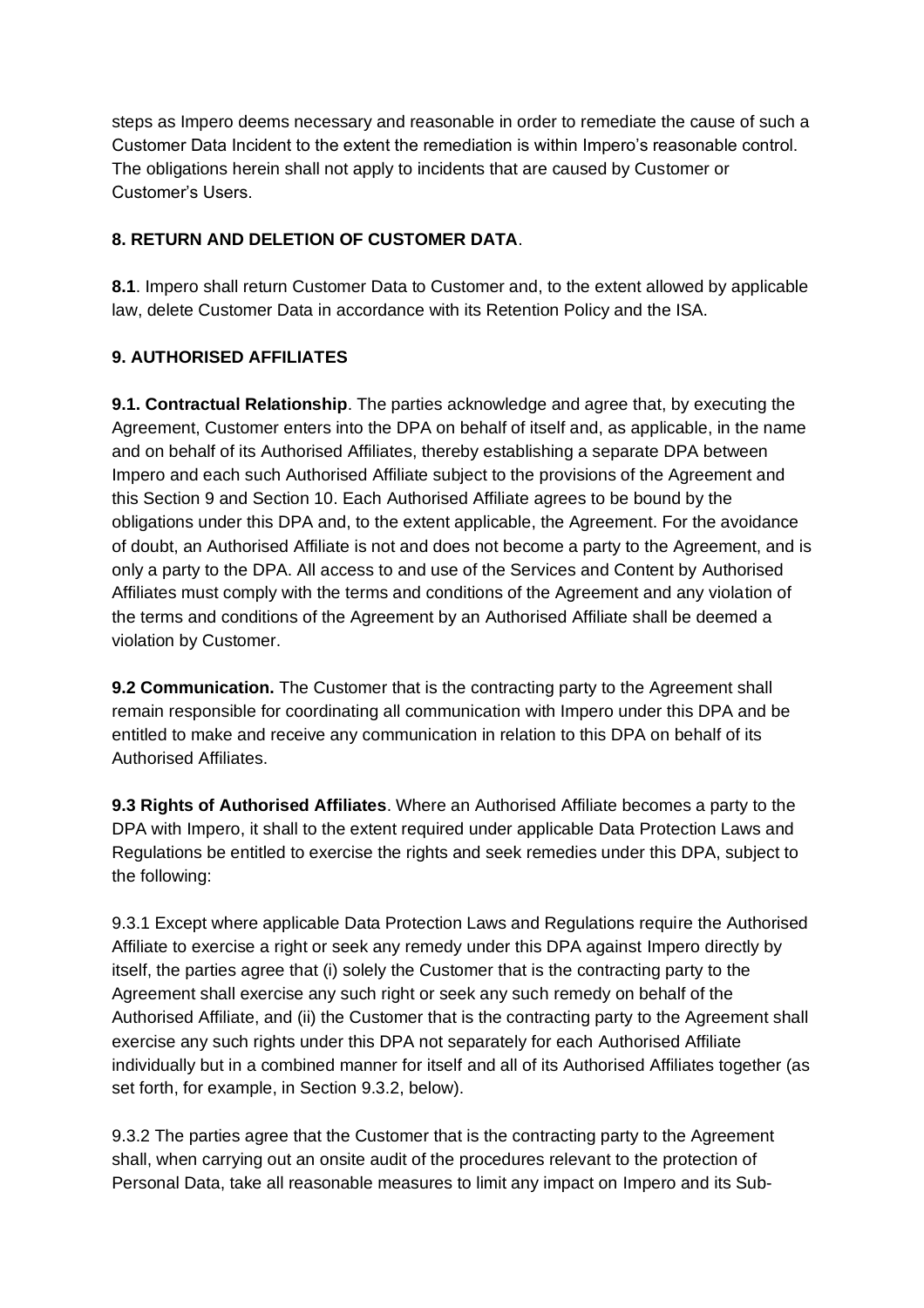steps as Impero deems necessary and reasonable in order to remediate the cause of such a Customer Data Incident to the extent the remediation is within Impero's reasonable control. The obligations herein shall not apply to incidents that are caused by Customer or Customer's Users.

**8. RETURN AND DELETION OF CUSTOMER DATA**.

**8.1**. Impero shall return Customer Data to Customer and, to the extent allowed by applicable law, delete Customer Data in accordance with its Retention Policy and the ISA.

**9. AUTHORISED AFFILIATES**

**9.1. Contractual Relationship**. The parties acknowledge and agree that, by executing the Agreement, Customer enters into the DPA on behalf of itself and, as applicable, in the name and on behalf of its Authorised Affiliates, thereby establishing a separate DPA between Impero and each such Authorised Affiliate subject to the provisions of the Agreement and this Section 9 and Section 10. Each Authorised Affiliate agrees to be bound by the obligations under this DPA and, to the extent applicable, the Agreement. For the avoidance of doubt, an Authorised Affiliate is not and does not become a party to the Agreement, and is only a party to the DPA. All access to and use of the Services and Content by Authorised Affiliates must comply with the terms and conditions of the Agreement and any violation of the terms and conditions of the Agreement by an Authorised Affiliate shall be deemed a violation by Customer.

**9.2 Communication.** The Customer that is the contracting party to the Agreement shall remain responsible for coordinating all communication with Impero under this DPA and be entitled to make and receive any communication in relation to this DPA on behalf of its Authorised Affiliates.

**9.3 Rights of Authorised Affiliates**. Where an Authorised Affiliate becomes a party to the DPA with Impero, it shall to the extent required under applicable Data Protection Laws and Regulations be entitled to exercise the rights and seek remedies under this DPA, subject to the following:

9.3.1 Except where applicable Data Protection Laws and Regulations require the Authorised Affiliate to exercise a right or seek any remedy under this DPA against Impero directly by itself, the parties agree that (i) solely the Customer that is the contracting party to the Agreement shall exercise any such right or seek any such remedy on behalf of the Authorised Affiliate, and (ii) the Customer that is the contracting party to the Agreement shall exercise any such rights under this DPA not separately for each Authorised Affiliate individually but in a combined manner for itself and all of its Authorised Affiliates together (as set forth, for example, in Section 9.3.2, below).

9.3.2 The parties agree that the Customer that is the contracting party to the Agreement shall, when carrying out an onsite audit of the procedures relevant to the protection of Personal Data, take all reasonable measures to limit any impact on Impero and its Sub-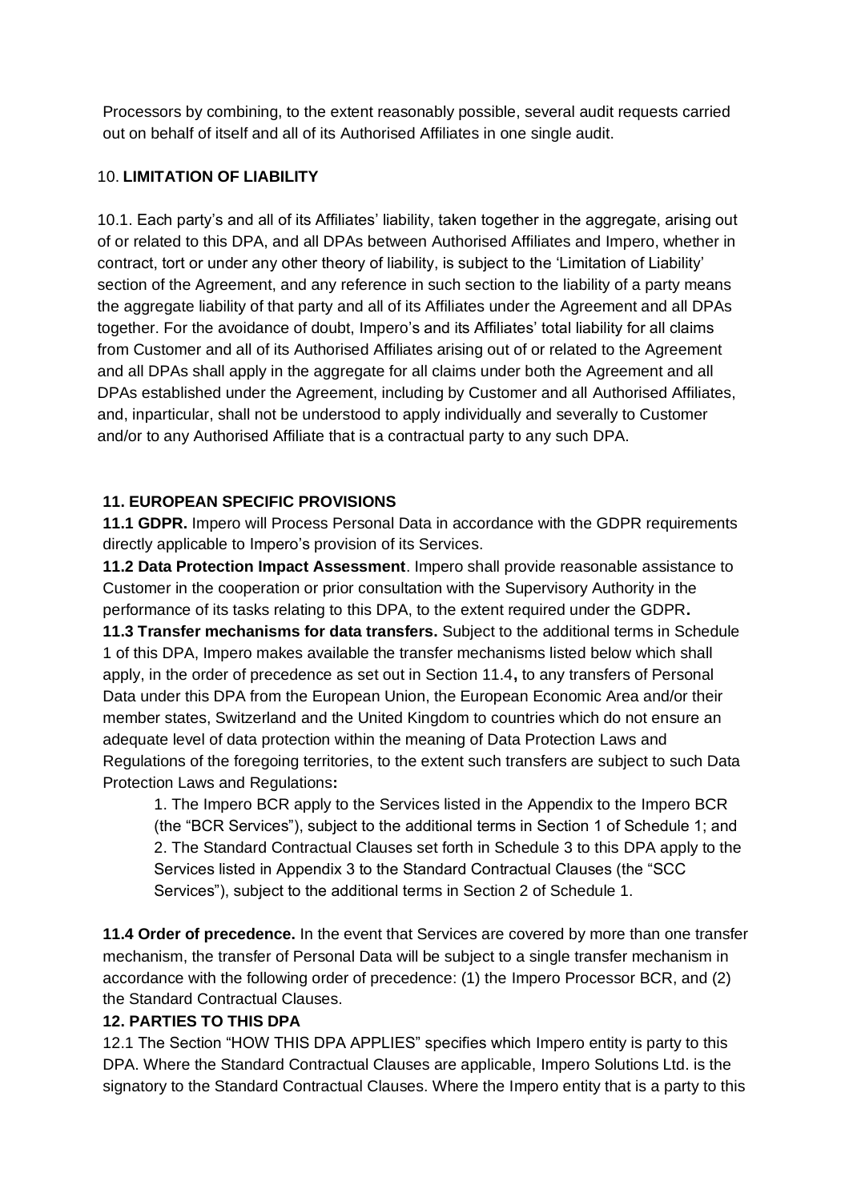Processors by combining, to the extent reasonably possible, several audit requests carried out on behalf of itself and all of its Authorised Affiliates in one single audit.

## 10. LIMITATION OF LIABILITY

10.1. Each party's and all of its Affiliates' liability, taken together in the aggregate, arising out of or related to this DPA, and all DPAs between Authorised Affiliates and Impero, whether in contract, tort or under any other theory of liability, is subject to the 'Limitation of Liability' section of the Agreement, and any reference in such section to the liability of a party means the aggregate liability of that party and all of its Affiliates under the Agreement and all DPAs together. For the avoidance of doubt, Impero's and its Affiliates' total liability for all claims from Customer and all of its Authorised Affiliates arising out of or related to the Agreement and all DPAs shall apply in the aggregate for all claims under both the Agreement and all DPAs established under the Agreement, including by Customer and all Authorised Affiliates, and, inparticular, shall not be understood to apply individually and severally to Customer and/or to any Authorised Affiliate that is a contractual party to any such DPA.

## 11. EUROPEAN SPECIFIC PROVISIONS

**11.1 GDPR.** Impero will Process Personal Data in accordance with the GDPR requirements directly applicable to Impero's provision of its Services.

**11.2 Data Protection Impact Assessment**. Impero shall provide reasonable assistance to Customer in the cooperation or prior consultation with the Supervisory Authority in the performance of its tasks relating to this DPA, to the extent required under the GDPR**.**

**11.3 Transfer mechanisms for data transfers.** Subject to the additional terms in Schedule 1 of this DPA, Impero makes available the transfer mechanisms listed below which shall apply, in the order of precedence as set out in Section 11.4**,** to any transfers of Personal Data under this DPA from the European Union, the European Economic Area and/or their member states, Switzerland and the United Kingdom to countries which do not ensure an adequate level of data protection within the meaning of Data Protection Laws and Regulations of the foregoing territories, to the extent such transfers are subject to such Data Protection Laws and Regulations**:**

1. The Impero BCR apply to the Services listed in the Appendix to the Impero BCR (the "BCR Services"), subject to the additional terms in Section 1 of Schedule 1; and
2. The Standard Contractual Clauses set forth in Schedule 3 to this DPA apply to the Services listed in Appendix 3 to the Standard Contractual Clauses (the "SCC Services"), subject to the additional terms in Section 2 of Schedule 1.

**11.4 Order of precedence.** In the event that Services are covered by more than one transfer mechanism, the transfer of Personal Data will be subject to a single transfer mechanism in accordance with the following order of precedence: (1) the Impero Processor BCR, and (2) the Standard Contractual Clauses.

## 12. PARTIES TO THIS DPA

12.1 The Section "HOW THIS DPA APPLIES" specifies which Impero entity is party to this DPA. Where the Standard Contractual Clauses are applicable, Impero Solutions Ltd. is the signatory to the Standard Contractual Clauses. Where the Impero entity that is a party to this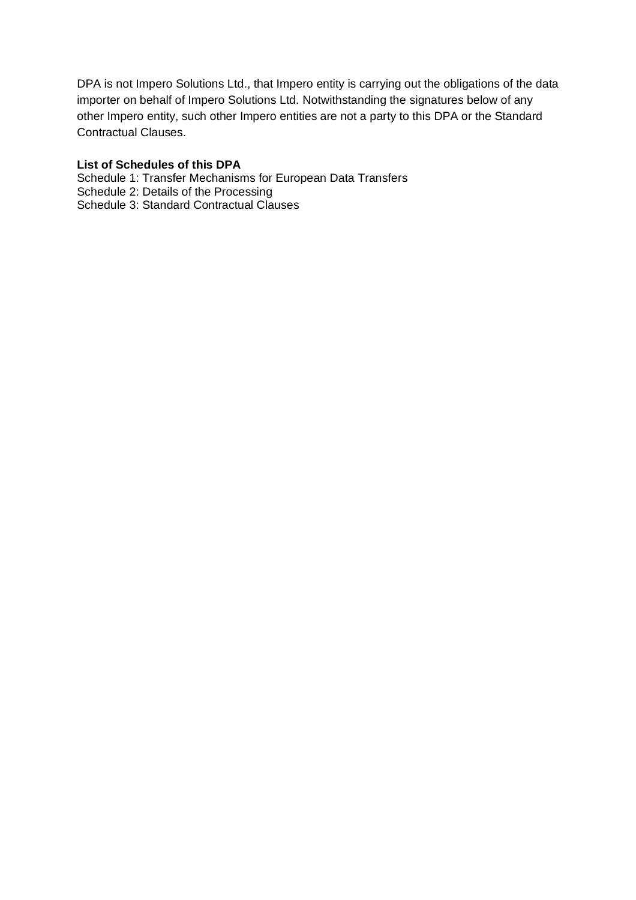DPA is not Impero Solutions Ltd., that Impero entity is carrying out the obligations of the data importer on behalf of Impero Solutions Ltd. Notwithstanding the signatures below of any other Impero entity, such other Impero entities are not a party to this DPA or the Standard Contractual Clauses.

**List of Schedules of this DPA**

Schedule 1: Transfer Mechanisms for European Data Transfers
Schedule 2: Details of the Processing
Schedule 3: Standard Contractual Clauses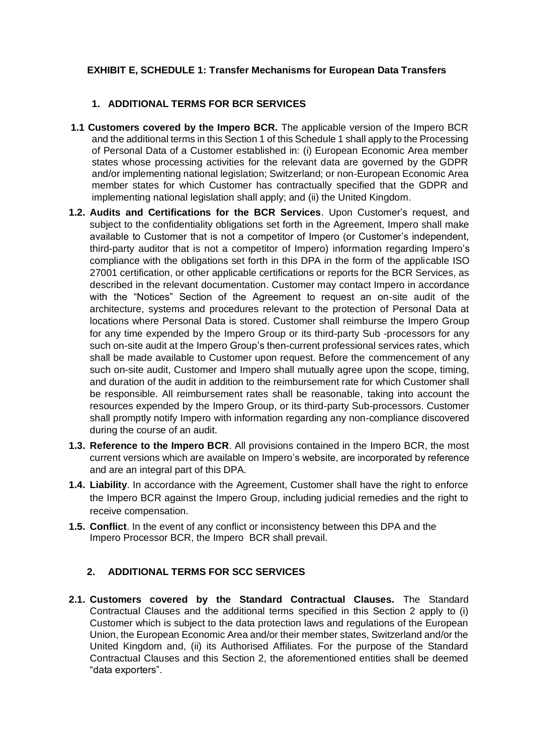**EXHIBIT E, SCHEDULE 1: Transfer Mechanisms for European Data Transfers**

**1. ADDITIONAL TERMS FOR BCR SERVICES**

**1.1 Customers covered by the Impero BCR.** The applicable version of the Impero BCR and the additional terms in this Section 1 of this Schedule 1 shall apply to the Processing of Personal Data of a Customer established in: (i) European Economic Area member states whose processing activities for the relevant data are governed by the GDPR and/or implementing national legislation; Switzerland; or non-European Economic Area member states for which Customer has contractually specified that the GDPR and implementing national legislation shall apply; and (ii) the United Kingdom.

**1.2. Audits and Certifications for the BCR Services**. Upon Customer's request, and subject to the confidentiality obligations set forth in the Agreement, Impero shall make available to Customer that is not a competitor of Impero (or Customer's independent, third-party auditor that is not a competitor of Impero) information regarding Impero's compliance with the obligations set forth in this DPA in the form of the applicable ISO 27001 certification, or other applicable certifications or reports for the BCR Services, as described in the relevant documentation. Customer may contact Impero in accordance with the "Notices" Section of the Agreement to request an on-site audit of the architecture, systems and procedures relevant to the protection of Personal Data at locations where Personal Data is stored. Customer shall reimburse the Impero Group for any time expended by the Impero Group or its third-party Sub -processors for any such on-site audit at the Impero Group's then-current professional services rates, which shall be made available to Customer upon request. Before the commencement of any such on-site audit, Customer and Impero shall mutually agree upon the scope, timing, and duration of the audit in addition to the reimbursement rate for which Customer shall be responsible. All reimbursement rates shall be reasonable, taking into account the resources expended by the Impero Group, or its third-party Sub-processors. Customer shall promptly notify Impero with information regarding any non-compliance discovered during the course of an audit.

**1.3. Reference to the Impero BCR**. All provisions contained in the Impero BCR, the most current versions which are available on Impero's website, are incorporated by reference and are an integral part of this DPA.

**1.4. Liability**. In accordance with the Agreement, Customer shall have the right to enforce the Impero BCR against the Impero Group, including judicial remedies and the right to receive compensation.

**1.5. Conflict**. In the event of any conflict or inconsistency between this DPA and the Impero Processor BCR, the Impero BCR shall prevail.

**2. ADDITIONAL TERMS FOR SCC SERVICES**

**2.1. Customers covered by the Standard Contractual Clauses.** The Standard Contractual Clauses and the additional terms specified in this Section 2 apply to (i) Customer which is subject to the data protection laws and regulations of the European Union, the European Economic Area and/or their member states, Switzerland and/or the United Kingdom and, (ii) its Authorised Affiliates. For the purpose of the Standard Contractual Clauses and this Section 2, the aforementioned entities shall be deemed "data exporters".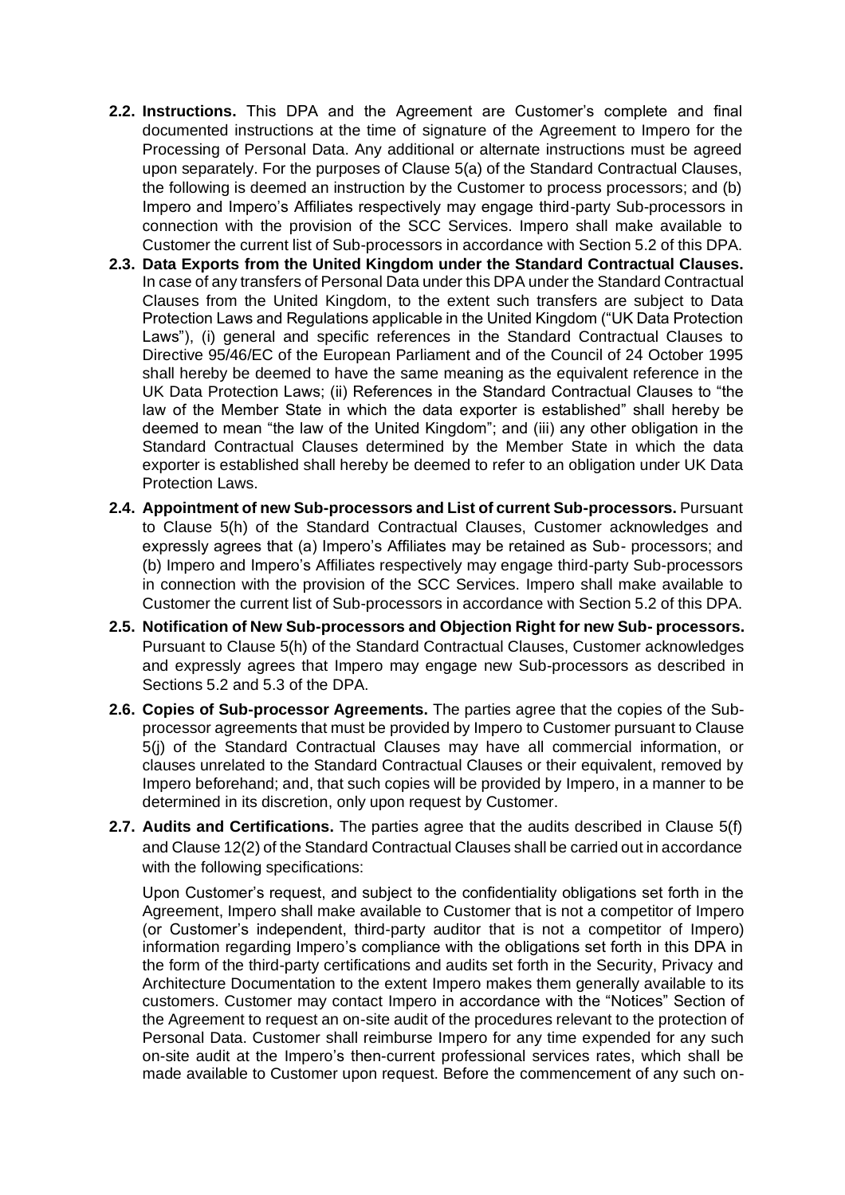**2.2. Instructions.** This DPA and the Agreement are Customer's complete and final documented instructions at the time of signature of the Agreement to Impero for the Processing of Personal Data. Any additional or alternate instructions must be agreed upon separately. For the purposes of Clause 5(a) of the Standard Contractual Clauses, the following is deemed an instruction by the Customer to process processors; and (b) Impero and Impero's Affiliates respectively may engage third-party Sub-processors in connection with the provision of the SCC Services. Impero shall make available to Customer the current list of Sub-processors in accordance with Section 5.2 of this DPA.

**2.3. Data Exports from the United Kingdom under the Standard Contractual Clauses.** In case of any transfers of Personal Data under this DPA under the Standard Contractual Clauses from the United Kingdom, to the extent such transfers are subject to Data Protection Laws and Regulations applicable in the United Kingdom ("UK Data Protection Laws"), (i) general and specific references in the Standard Contractual Clauses to Directive 95/46/EC of the European Parliament and of the Council of 24 October 1995 shall hereby be deemed to have the same meaning as the equivalent reference in the UK Data Protection Laws; (ii) References in the Standard Contractual Clauses to "the law of the Member State in which the data exporter is established" shall hereby be deemed to mean "the law of the United Kingdom"; and (iii) any other obligation in the Standard Contractual Clauses determined by the Member State in which the data exporter is established shall hereby be deemed to refer to an obligation under UK Data Protection Laws.

**2.4. Appointment of new Sub-processors and List of current Sub-processors.** Pursuant to Clause 5(h) of the Standard Contractual Clauses, Customer acknowledges and expressly agrees that (a) Impero's Affiliates may be retained as Sub- processors; and (b) Impero and Impero's Affiliates respectively may engage third-party Sub-processors in connection with the provision of the SCC Services. Impero shall make available to Customer the current list of Sub-processors in accordance with Section 5.2 of this DPA.

**2.5. Notification of New Sub-processors and Objection Right for new Sub- processors.** Pursuant to Clause 5(h) of the Standard Contractual Clauses, Customer acknowledges and expressly agrees that Impero may engage new Sub-processors as described in Sections 5.2 and 5.3 of the DPA.

**2.6. Copies of Sub-processor Agreements.** The parties agree that the copies of the Sub-processor agreements that must be provided by Impero to Customer pursuant to Clause 5(j) of the Standard Contractual Clauses may have all commercial information, or clauses unrelated to the Standard Contractual Clauses or their equivalent, removed by Impero beforehand; and, that such copies will be provided by Impero, in a manner to be determined in its discretion, only upon request by Customer.

**2.7. Audits and Certifications.** The parties agree that the audits described in Clause 5(f) and Clause 12(2) of the Standard Contractual Clauses shall be carried out in accordance with the following specifications:

Upon Customer's request, and subject to the confidentiality obligations set forth in the Agreement, Impero shall make available to Customer that is not a competitor of Impero (or Customer's independent, third-party auditor that is not a competitor of Impero) information regarding Impero's compliance with the obligations set forth in this DPA in the form of the third-party certifications and audits set forth in the Security, Privacy and Architecture Documentation to the extent Impero makes them generally available to its customers. Customer may contact Impero in accordance with the "Notices" Section of the Agreement to request an on-site audit of the procedures relevant to the protection of Personal Data. Customer shall reimburse Impero for any time expended for any such on-site audit at the Impero's then-current professional services rates, which shall be made available to Customer upon request. Before the commencement of any such on-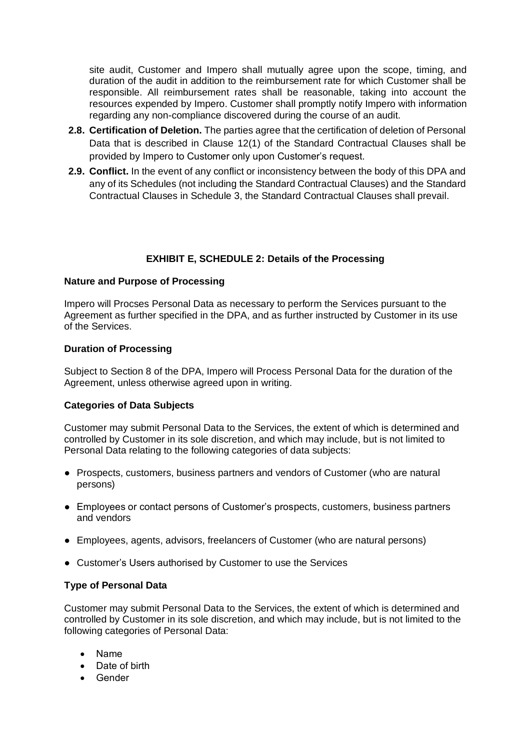site audit, Customer and Impero shall mutually agree upon the scope, timing, and duration of the audit in addition to the reimbursement rate for which Customer shall be responsible. All reimbursement rates shall be reasonable, taking into account the resources expended by Impero. Customer shall promptly notify Impero with information regarding any non-compliance discovered during the course of an audit.

**2.8. Certification of Deletion.** The parties agree that the certification of deletion of Personal Data that is described in Clause 12(1) of the Standard Contractual Clauses shall be provided by Impero to Customer only upon Customer's request.

**2.9. Conflict.** In the event of any conflict or inconsistency between the body of this DPA and any of its Schedules (not including the Standard Contractual Clauses) and the Standard Contractual Clauses in Schedule 3, the Standard Contractual Clauses shall prevail.

## EXHIBIT E, SCHEDULE 2: Details of the Processing

**Nature and Purpose of Processing**

Impero will Procses Personal Data as necessary to perform the Services pursuant to the Agreement as further specified in the DPA, and as further instructed by Customer in its use of the Services.

**Duration of Processing**

Subject to Section 8 of the DPA, Impero will Process Personal Data for the duration of the Agreement, unless otherwise agreed upon in writing.

**Categories of Data Subjects**

Customer may submit Personal Data to the Services, the extent of which is determined and controlled by Customer in its sole discretion, and which may include, but is not limited to Personal Data relating to the following categories of data subjects:

- Prospects, customers, business partners and vendors of Customer (who are natural persons)
- Employees or contact persons of Customer's prospects, customers, business partners and vendors
- Employees, agents, advisors, freelancers of Customer (who are natural persons)
- Customer's Users authorised by Customer to use the Services

**Type of Personal Data**

Customer may submit Personal Data to the Services, the extent of which is determined and controlled by Customer in its sole discretion, and which may include, but is not limited to the following categories of Personal Data:

- Name
- Date of birth
- Gender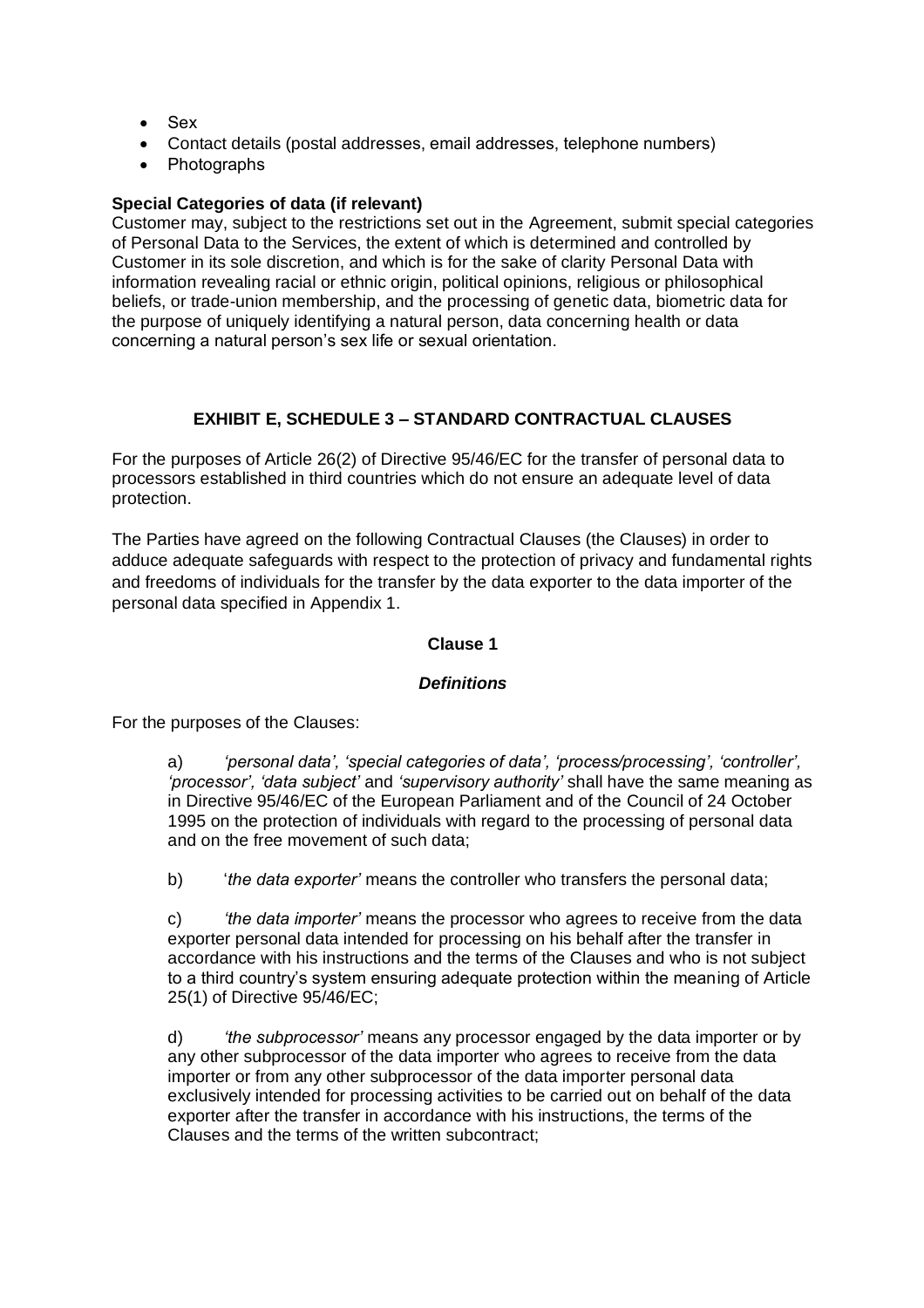- Sex
- Contact details (postal addresses, email addresses, telephone numbers)
- Photographs

**Special Categories of data (if relevant)**

Customer may, subject to the restrictions set out in the Agreement, submit special categories of Personal Data to the Services, the extent of which is determined and controlled by Customer in its sole discretion, and which is for the sake of clarity Personal Data with information revealing racial or ethnic origin, political opinions, religious or philosophical beliefs, or trade-union membership, and the processing of genetic data, biometric data for the purpose of uniquely identifying a natural person, data concerning health or data concerning a natural person's sex life or sexual orientation.

## EXHIBIT E, SCHEDULE 3 – STANDARD CONTRACTUAL CLAUSES

For the purposes of Article 26(2) of Directive 95/46/EC for the transfer of personal data to processors established in third countries which do not ensure an adequate level of data protection.

The Parties have agreed on the following Contractual Clauses (the Clauses) in order to adduce adequate safeguards with respect to the protection of privacy and fundamental rights and freedoms of individuals for the transfer by the data exporter to the data importer of the personal data specified in Appendix 1.

### Clause 1

***Definitions***

For the purposes of the Clauses:

a) *'personal data', 'special categories of data', 'process/processing', 'controller', 'processor', 'data subject'* and *'supervisory authority'* shall have the same meaning as in Directive 95/46/EC of the European Parliament and of the Council of 24 October 1995 on the protection of individuals with regard to the processing of personal data and on the free movement of such data;

b) '*the data exporter'* means the controller who transfers the personal data;

c) *'the data importer'* means the processor who agrees to receive from the data exporter personal data intended for processing on his behalf after the transfer in accordance with his instructions and the terms of the Clauses and who is not subject to a third country's system ensuring adequate protection within the meaning of Article 25(1) of Directive 95/46/EC;

d) *'the subprocessor'* means any processor engaged by the data importer or by any other subprocessor of the data importer who agrees to receive from the data importer or from any other subprocessor of the data importer personal data exclusively intended for processing activities to be carried out on behalf of the data exporter after the transfer in accordance with his instructions, the terms of the Clauses and the terms of the written subcontract;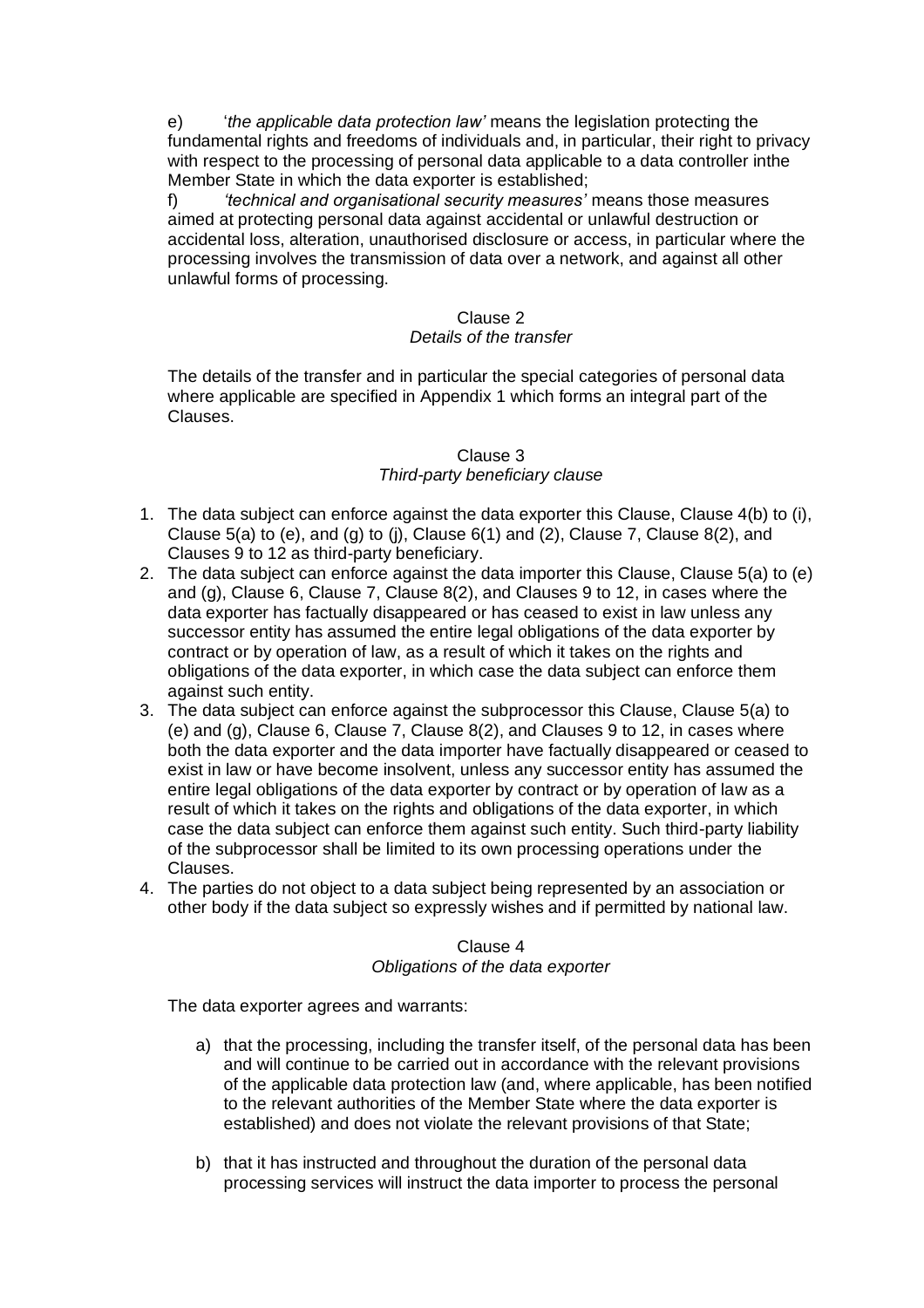e) '*the applicable data protection law'* means the legislation protecting the fundamental rights and freedoms of individuals and, in particular, their right to privacy with respect to the processing of personal data applicable to a data controller inthe Member State in which the data exporter is established;

f) *'technical and organisational security measures'* means those measures aimed at protecting personal data against accidental or unlawful destruction or accidental loss, alteration, unauthorised disclosure or access, in particular where the processing involves the transmission of data over a network, and against all other unlawful forms of processing.

Clause 2
*Details of the transfer*

The details of the transfer and in particular the special categories of personal data where applicable are specified in Appendix 1 which forms an integral part of the Clauses.

Clause 3
*Third-party beneficiary clause*

1. The data subject can enforce against the data exporter this Clause, Clause 4(b) to (i), Clause 5(a) to (e), and (g) to (j), Clause 6(1) and (2), Clause 7, Clause 8(2), and Clauses 9 to 12 as third-party beneficiary.
2. The data subject can enforce against the data importer this Clause, Clause 5(a) to (e) and (g), Clause 6, Clause 7, Clause 8(2), and Clauses 9 to 12, in cases where the data exporter has factually disappeared or has ceased to exist in law unless any successor entity has assumed the entire legal obligations of the data exporter by contract or by operation of law, as a result of which it takes on the rights and obligations of the data exporter, in which case the data subject can enforce them against such entity.
3. The data subject can enforce against the subprocessor this Clause, Clause 5(a) to (e) and (g), Clause 6, Clause 7, Clause 8(2), and Clauses 9 to 12, in cases where both the data exporter and the data importer have factually disappeared or ceased to exist in law or have become insolvent, unless any successor entity has assumed the entire legal obligations of the data exporter by contract or by operation of law as a result of which it takes on the rights and obligations of the data exporter, in which case the data subject can enforce them against such entity. Such third-party liability of the subprocessor shall be limited to its own processing operations under the Clauses.
4. The parties do not object to a data subject being represented by an association or other body if the data subject so expressly wishes and if permitted by national law.

Clause 4
*Obligations of the data exporter*

The data exporter agrees and warrants:

a) that the processing, including the transfer itself, of the personal data has been and will continue to be carried out in accordance with the relevant provisions of the applicable data protection law (and, where applicable, has been notified to the relevant authorities of the Member State where the data exporter is established) and does not violate the relevant provisions of that State;

b) that it has instructed and throughout the duration of the personal data processing services will instruct the data importer to process the personal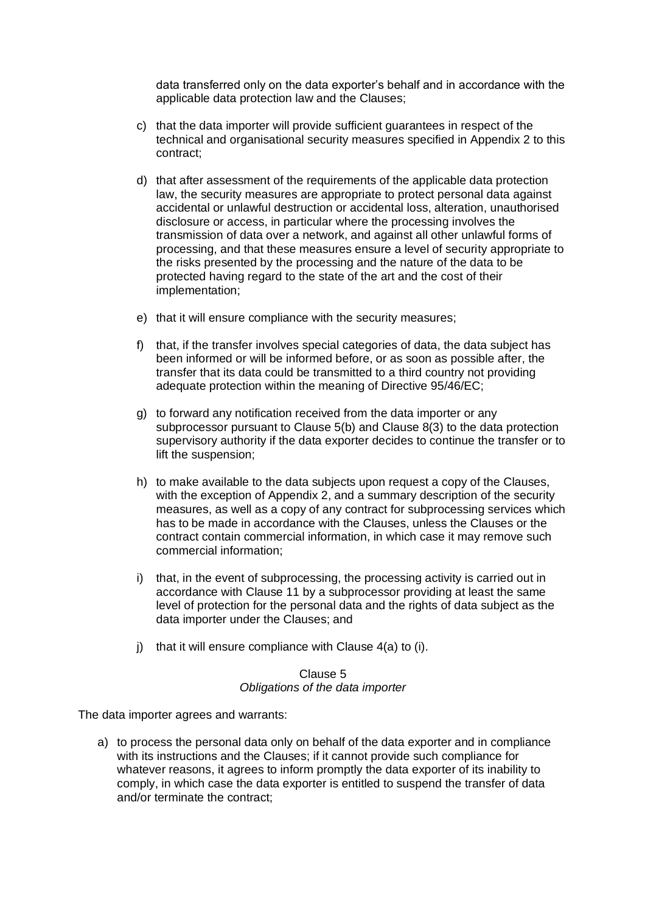data transferred only on the data exporter's behalf and in accordance with the applicable data protection law and the Clauses;

c) that the data importer will provide sufficient guarantees in respect of the technical and organisational security measures specified in Appendix 2 to this contract;

d) that after assessment of the requirements of the applicable data protection law, the security measures are appropriate to protect personal data against accidental or unlawful destruction or accidental loss, alteration, unauthorised disclosure or access, in particular where the processing involves the transmission of data over a network, and against all other unlawful forms of processing, and that these measures ensure a level of security appropriate to the risks presented by the processing and the nature of the data to be protected having regard to the state of the art and the cost of their implementation;

e) that it will ensure compliance with the security measures;

f) that, if the transfer involves special categories of data, the data subject has been informed or will be informed before, or as soon as possible after, the transfer that its data could be transmitted to a third country not providing adequate protection within the meaning of Directive 95/46/EC;

g) to forward any notification received from the data importer or any subprocessor pursuant to Clause 5(b) and Clause 8(3) to the data protection supervisory authority if the data exporter decides to continue the transfer or to lift the suspension;

h) to make available to the data subjects upon request a copy of the Clauses, with the exception of Appendix 2, and a summary description of the security measures, as well as a copy of any contract for subprocessing services which has to be made in accordance with the Clauses, unless the Clauses or the contract contain commercial information, in which case it may remove such commercial information;

i) that, in the event of subprocessing, the processing activity is carried out in accordance with Clause 11 by a subprocessor providing at least the same level of protection for the personal data and the rights of data subject as the data importer under the Clauses; and

j) that it will ensure compliance with Clause 4(a) to (i).

Clause 5
*Obligations of the data importer*

The data importer agrees and warrants:

a) to process the personal data only on behalf of the data exporter and in compliance with its instructions and the Clauses; if it cannot provide such compliance for whatever reasons, it agrees to inform promptly the data exporter of its inability to comply, in which case the data exporter is entitled to suspend the transfer of data and/or terminate the contract;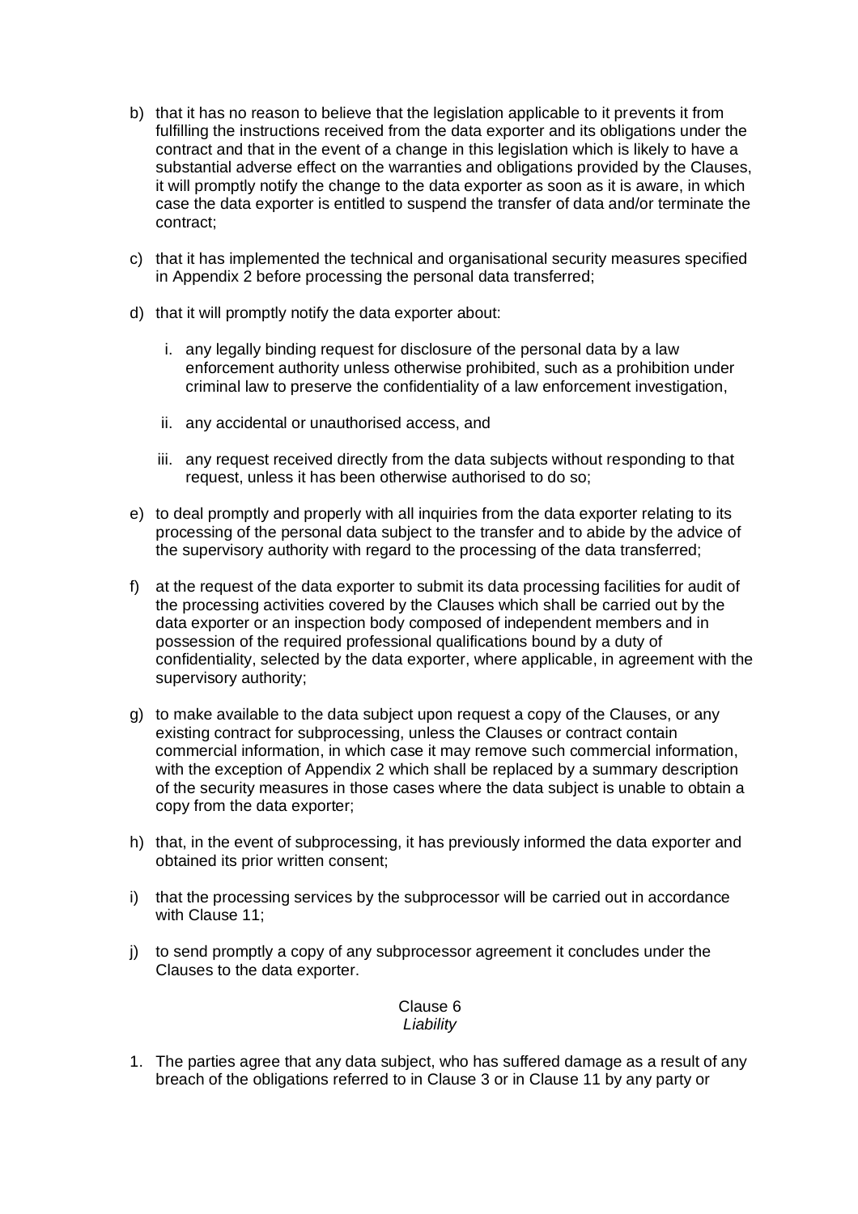b) that it has no reason to believe that the legislation applicable to it prevents it from fulfilling the instructions received from the data exporter and its obligations under the contract and that in the event of a change in this legislation which is likely to have a substantial adverse effect on the warranties and obligations provided by the Clauses, it will promptly notify the change to the data exporter as soon as it is aware, in which case the data exporter is entitled to suspend the transfer of data and/or terminate the contract;

c) that it has implemented the technical and organisational security measures specified in Appendix 2 before processing the personal data transferred;

d) that it will promptly notify the data exporter about:

   i. any legally binding request for disclosure of the personal data by a law enforcement authority unless otherwise prohibited, such as a prohibition under criminal law to preserve the confidentiality of a law enforcement investigation,

   ii. any accidental or unauthorised access, and

   iii. any request received directly from the data subjects without responding to that request, unless it has been otherwise authorised to do so;

e) to deal promptly and properly with all inquiries from the data exporter relating to its processing of the personal data subject to the transfer and to abide by the advice of the supervisory authority with regard to the processing of the data transferred;

f) at the request of the data exporter to submit its data processing facilities for audit of the processing activities covered by the Clauses which shall be carried out by the data exporter or an inspection body composed of independent members and in possession of the required professional qualifications bound by a duty of confidentiality, selected by the data exporter, where applicable, in agreement with the supervisory authority;

g) to make available to the data subject upon request a copy of the Clauses, or any existing contract for subprocessing, unless the Clauses or contract contain commercial information, in which case it may remove such commercial information, with the exception of Appendix 2 which shall be replaced by a summary description of the security measures in those cases where the data subject is unable to obtain a copy from the data exporter;

h) that, in the event of subprocessing, it has previously informed the data exporter and obtained its prior written consent;

i) that the processing services by the subprocessor will be carried out in accordance with Clause 11;

j) to send promptly a copy of any subprocessor agreement it concludes under the Clauses to the data exporter.

Clause 6
*Liability*

1. The parties agree that any data subject, who has suffered damage as a result of any breach of the obligations referred to in Clause 3 or in Clause 11 by any party or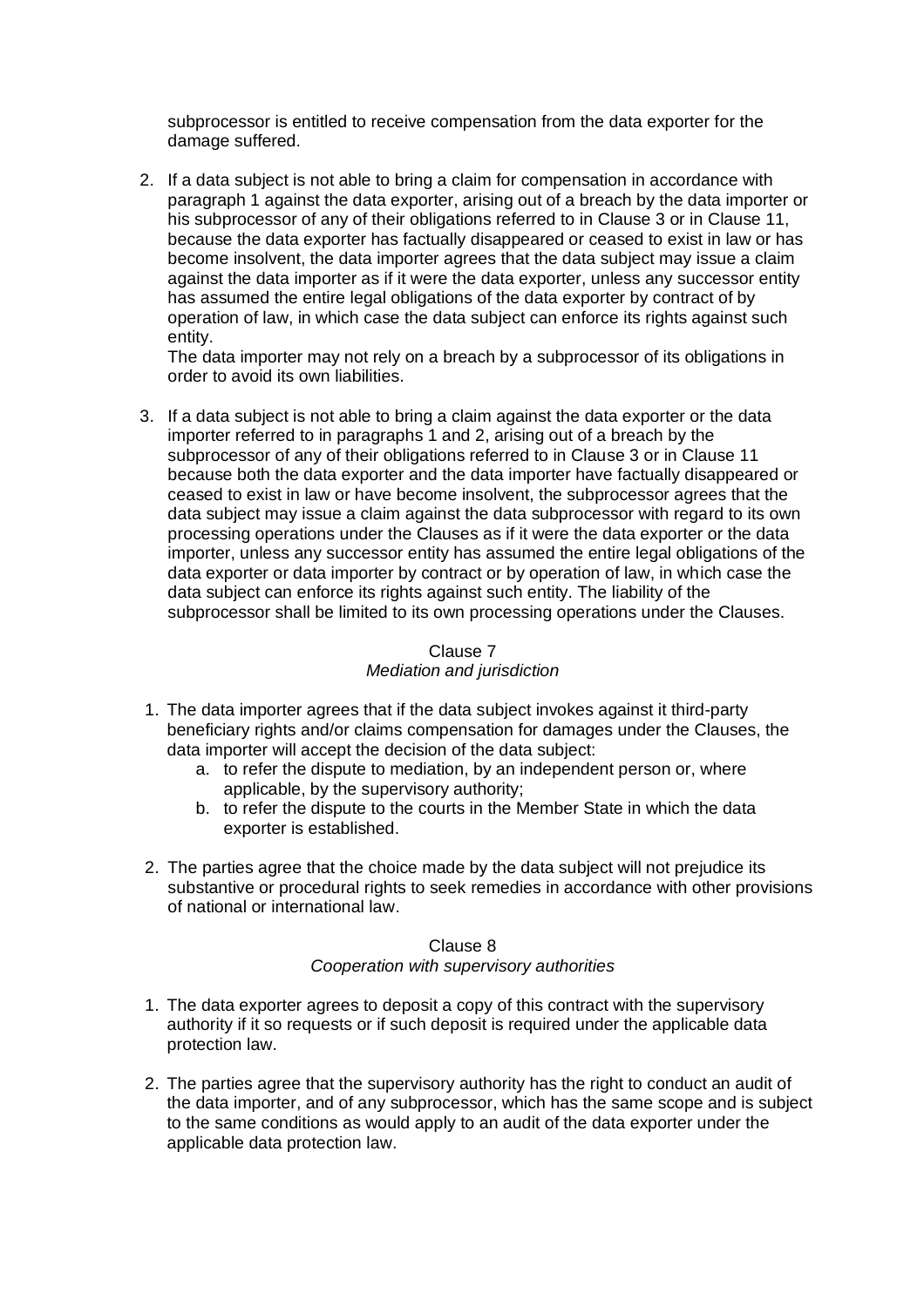subprocessor is entitled to receive compensation from the data exporter for the damage suffered.

2. If a data subject is not able to bring a claim for compensation in accordance with paragraph 1 against the data exporter, arising out of a breach by the data importer or his subprocessor of any of their obligations referred to in Clause 3 or in Clause 11, because the data exporter has factually disappeared or ceased to exist in law or has become insolvent, the data importer agrees that the data subject may issue a claim against the data importer as if it were the data exporter, unless any successor entity has assumed the entire legal obligations of the data exporter by contract of by operation of law, in which case the data subject can enforce its rights against such entity.
   The data importer may not rely on a breach by a subprocessor of its obligations in order to avoid its own liabilities.

3. If a data subject is not able to bring a claim against the data exporter or the data importer referred to in paragraphs 1 and 2, arising out of a breach by the subprocessor of any of their obligations referred to in Clause 3 or in Clause 11 because both the data exporter and the data importer have factually disappeared or ceased to exist in law or have become insolvent, the subprocessor agrees that the data subject may issue a claim against the data subprocessor with regard to its own processing operations under the Clauses as if it were the data exporter or the data importer, unless any successor entity has assumed the entire legal obligations of the data exporter or data importer by contract or by operation of law, in which case the data subject can enforce its rights against such entity. The liability of the subprocessor shall be limited to its own processing operations under the Clauses.

### Clause 7
*Mediation and jurisdiction*

1. The data importer agrees that if the data subject invokes against it third-party beneficiary rights and/or claims compensation for damages under the Clauses, the data importer will accept the decision of the data subject:
   a. to refer the dispute to mediation, by an independent person or, where applicable, by the supervisory authority;
   b. to refer the dispute to the courts in the Member State in which the data exporter is established.

2. The parties agree that the choice made by the data subject will not prejudice its substantive or procedural rights to seek remedies in accordance with other provisions of national or international law.

### Clause 8
*Cooperation with supervisory authorities*

1. The data exporter agrees to deposit a copy of this contract with the supervisory authority if it so requests or if such deposit is required under the applicable data protection law.

2. The parties agree that the supervisory authority has the right to conduct an audit of the data importer, and of any subprocessor, which has the same scope and is subject to the same conditions as would apply to an audit of the data exporter under the applicable data protection law.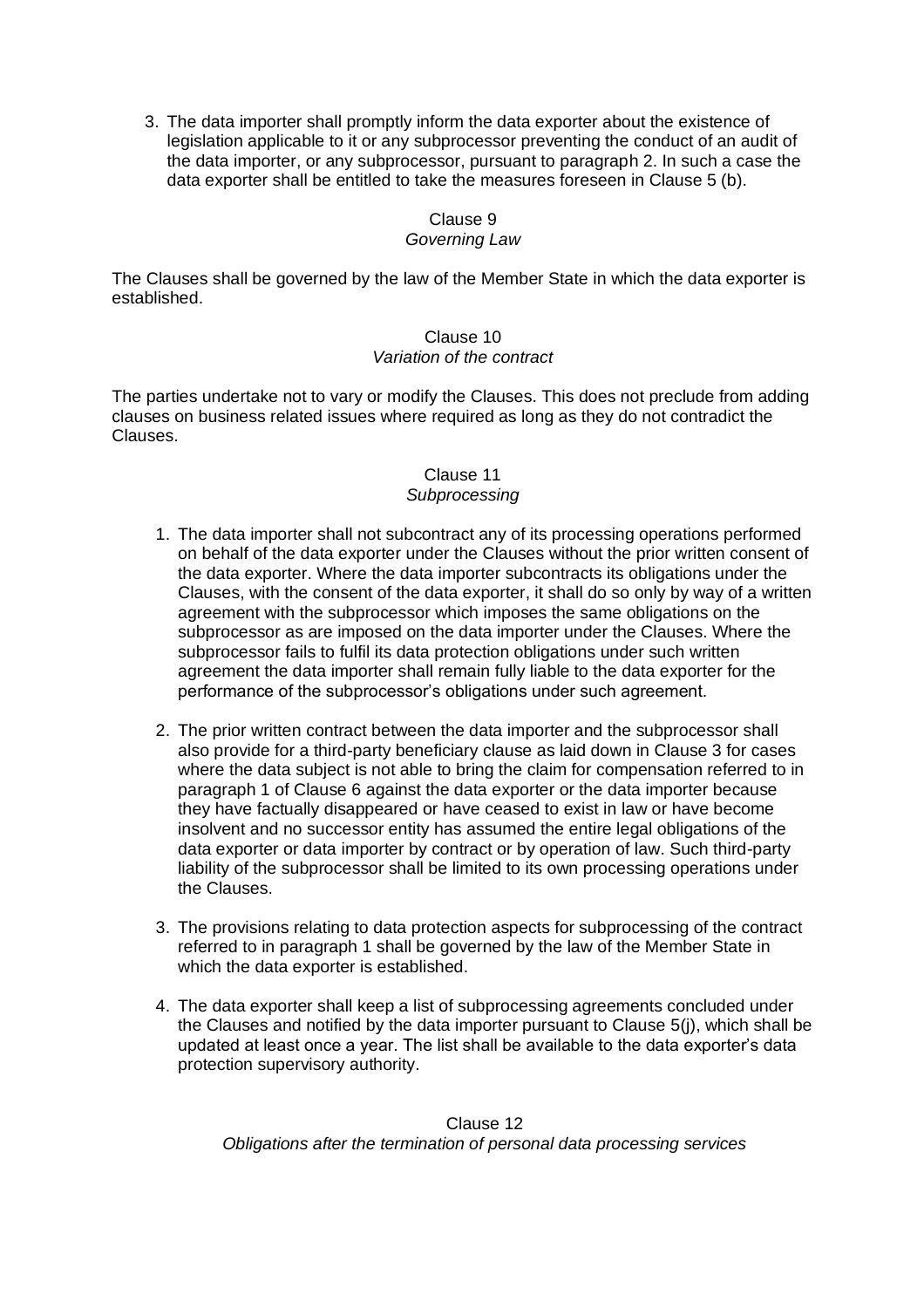3. The data importer shall promptly inform the data exporter about the existence of legislation applicable to it or any subprocessor preventing the conduct of an audit of the data importer, or any subprocessor, pursuant to paragraph 2. In such a case the data exporter shall be entitled to take the measures foreseen in Clause 5 (b).

Clause 9
*Governing Law*

The Clauses shall be governed by the law of the Member State in which the data exporter is established.

Clause 10
*Variation of the contract*

The parties undertake not to vary or modify the Clauses. This does not preclude from adding clauses on business related issues where required as long as they do not contradict the Clauses.

Clause 11
*Subprocessing*

1. The data importer shall not subcontract any of its processing operations performed on behalf of the data exporter under the Clauses without the prior written consent of the data exporter. Where the data importer subcontracts its obligations under the Clauses, with the consent of the data exporter, it shall do so only by way of a written agreement with the subprocessor which imposes the same obligations on the subprocessor as are imposed on the data importer under the Clauses. Where the subprocessor fails to fulfil its data protection obligations under such written agreement the data importer shall remain fully liable to the data exporter for the performance of the subprocessor's obligations under such agreement.

2. The prior written contract between the data importer and the subprocessor shall also provide for a third-party beneficiary clause as laid down in Clause 3 for cases where the data subject is not able to bring the claim for compensation referred to in paragraph 1 of Clause 6 against the data exporter or the data importer because they have factually disappeared or have ceased to exist in law or have become insolvent and no successor entity has assumed the entire legal obligations of the data exporter or data importer by contract or by operation of law. Such third-party liability of the subprocessor shall be limited to its own processing operations under the Clauses.

3. The provisions relating to data protection aspects for subprocessing of the contract referred to in paragraph 1 shall be governed by the law of the Member State in which the data exporter is established.

4. The data exporter shall keep a list of subprocessing agreements concluded under the Clauses and notified by the data importer pursuant to Clause 5(j), which shall be updated at least once a year. The list shall be available to the data exporter's data protection supervisory authority.

Clause 12
*Obligations after the termination of personal data processing services*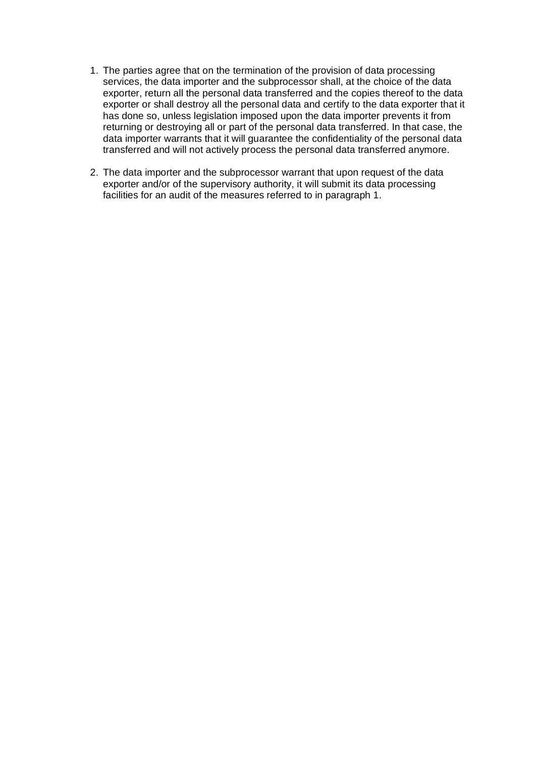1. The parties agree that on the termination of the provision of data processing services, the data importer and the subprocessor shall, at the choice of the data exporter, return all the personal data transferred and the copies thereof to the data exporter or shall destroy all the personal data and certify to the data exporter that it has done so, unless legislation imposed upon the data importer prevents it from returning or destroying all or part of the personal data transferred. In that case, the data importer warrants that it will guarantee the confidentiality of the personal data transferred and will not actively process the personal data transferred anymore.

2. The data importer and the subprocessor warrant that upon request of the data exporter and/or of the supervisory authority, it will submit its data processing facilities for an audit of the measures referred to in paragraph 1.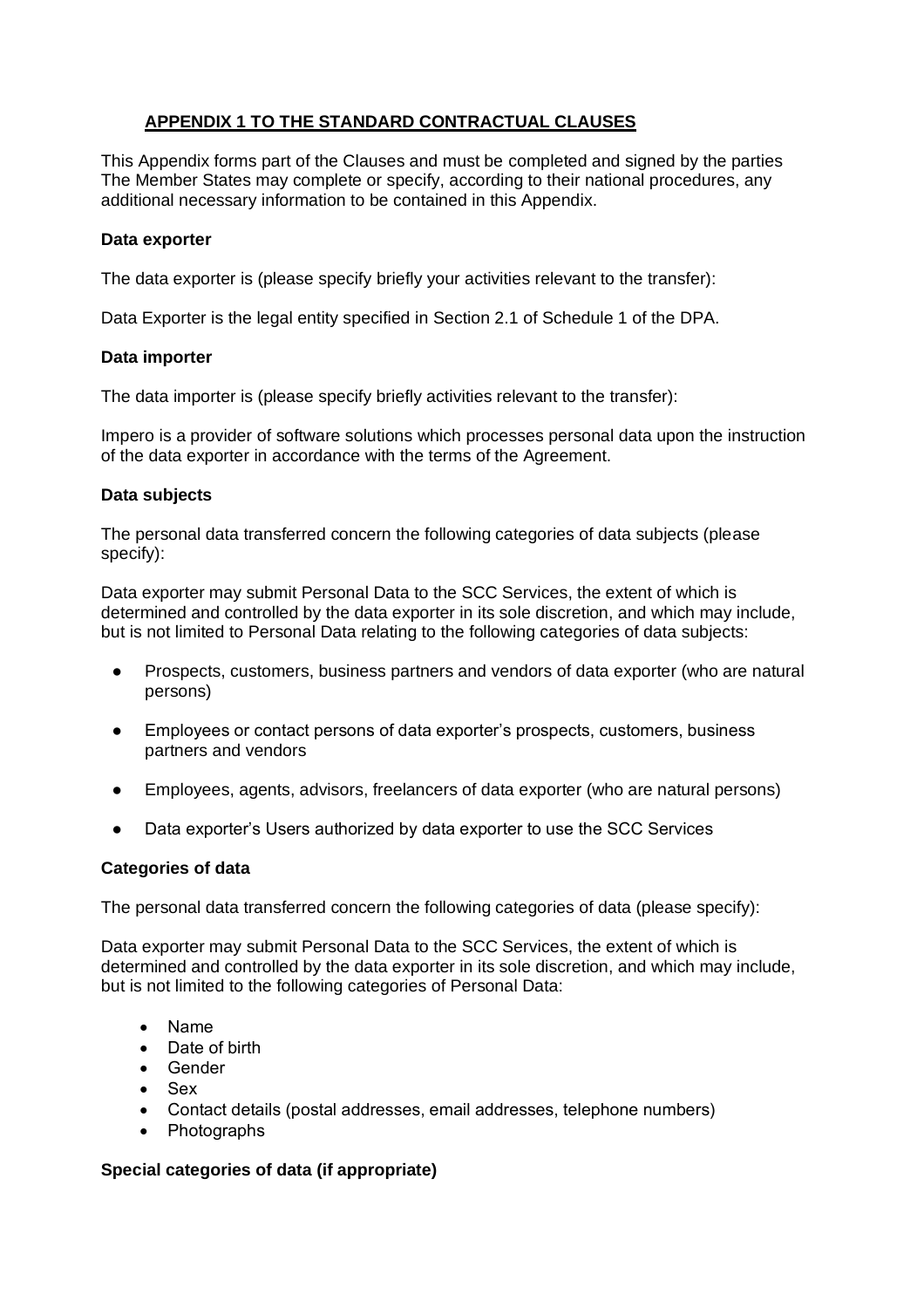## APPENDIX 1 TO THE STANDARD CONTRACTUAL CLAUSES

This Appendix forms part of the Clauses and must be completed and signed by the parties The Member States may complete or specify, according to their national procedures, any additional necessary information to be contained in this Appendix.

**Data exporter**

The data exporter is (please specify briefly your activities relevant to the transfer):

Data Exporter is the legal entity specified in Section 2.1 of Schedule 1 of the DPA.

**Data importer**

The data importer is (please specify briefly activities relevant to the transfer):

Impero is a provider of software solutions which processes personal data upon the instruction of the data exporter in accordance with the terms of the Agreement.

**Data subjects**

The personal data transferred concern the following categories of data subjects (please specify):

Data exporter may submit Personal Data to the SCC Services, the extent of which is determined and controlled by the data exporter in its sole discretion, and which may include, but is not limited to Personal Data relating to the following categories of data subjects:

- Prospects, customers, business partners and vendors of data exporter (who are natural persons)
- Employees or contact persons of data exporter's prospects, customers, business partners and vendors
- Employees, agents, advisors, freelancers of data exporter (who are natural persons)
- Data exporter's Users authorized by data exporter to use the SCC Services

**Categories of data**

The personal data transferred concern the following categories of data (please specify):

Data exporter may submit Personal Data to the SCC Services, the extent of which is determined and controlled by the data exporter in its sole discretion, and which may include, but is not limited to the following categories of Personal Data:

- Name
- Date of birth
- Gender
- Sex
- Contact details (postal addresses, email addresses, telephone numbers)
- Photographs

**Special categories of data (if appropriate)**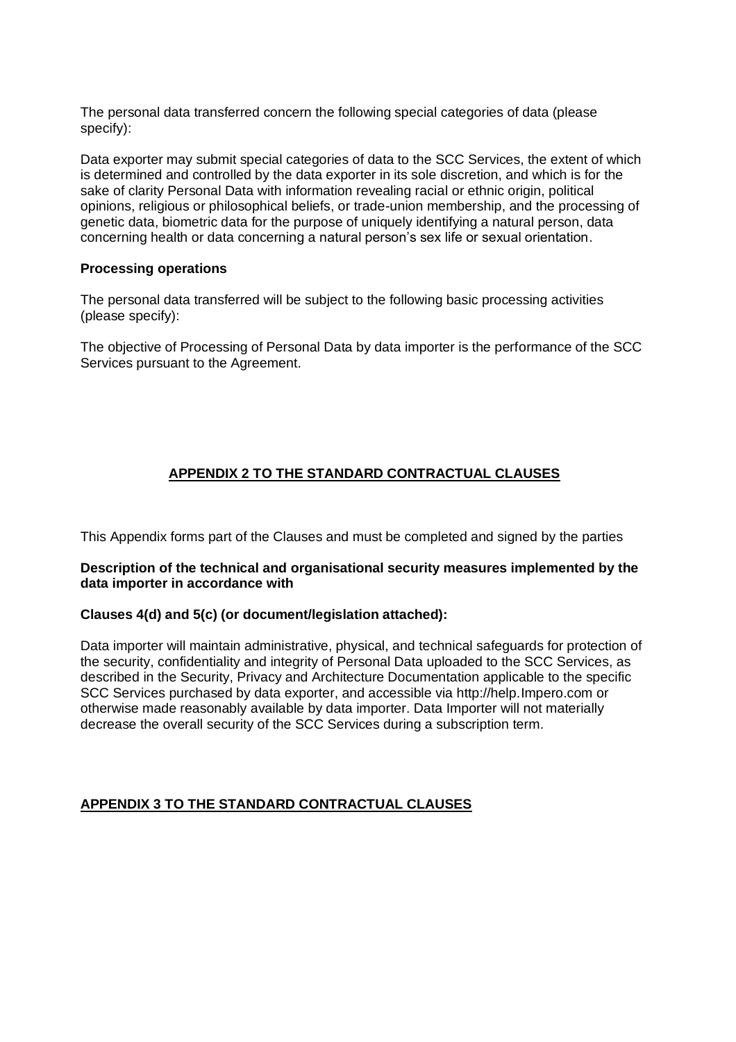The personal data transferred concern the following special categories of data (please specify):

Data exporter may submit special categories of data to the SCC Services, the extent of which is determined and controlled by the data exporter in its sole discretion, and which is for the sake of clarity Personal Data with information revealing racial or ethnic origin, political opinions, religious or philosophical beliefs, or trade-union membership, and the processing of genetic data, biometric data for the purpose of uniquely identifying a natural person, data concerning health or data concerning a natural person's sex life or sexual orientation.

**Processing operations**

The personal data transferred will be subject to the following basic processing activities (please specify):

The objective of Processing of Personal Data by data importer is the performance of the SCC Services pursuant to the Agreement.

## **APPENDIX 2 TO THE STANDARD CONTRACTUAL CLAUSES**

This Appendix forms part of the Clauses and must be completed and signed by the parties

**Description of the technical and organisational security measures implemented by the data importer in accordance with**

**Clauses 4(d) and 5(c) (or document/legislation attached):**

Data importer will maintain administrative, physical, and technical safeguards for protection of the security, confidentiality and integrity of Personal Data uploaded to the SCC Services, as described in the Security, Privacy and Architecture Documentation applicable to the specific SCC Services purchased by data exporter, and accessible via http://help.Impero.com or otherwise made reasonably available by data importer. Data Importer will not materially decrease the overall security of the SCC Services during a subscription term.

## **APPENDIX 3 TO THE STANDARD CONTRACTUAL CLAUSES**